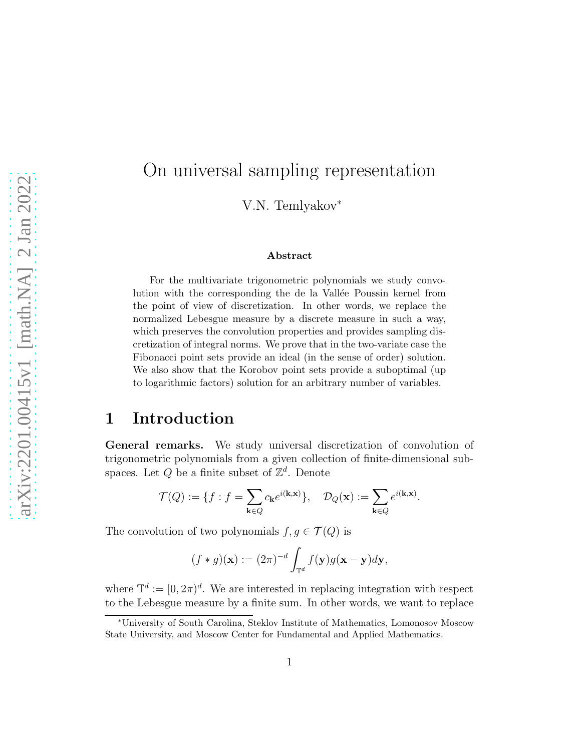# On universal sampling representation

V.N. Temlyakov[*]

**Abstract**

For the multivariate trigonometric polynomials we study convolution with the corresponding the de la Vallée Poussin kernel from the point of view of discretization. In other words, we replace the normalized Lebesgue measure by a discrete measure in such a way, which preserves the convolution properties and provides sampling discretization of integral norms. We prove that in the two-variate case the Fibonacci point sets provide an ideal (in the sense of order) solution. We also show that the Korobov point sets provide a suboptimal (up to logarithmic factors) solution for an arbitrary number of variables.

## 1 Introduction

**General remarks.** We study universal discretization of convolution of trigonometric polynomials from a given collection of finite-dimensional subspaces. Let $Q$ be a finite subset of $\mathbb{Z}^d$. Denote

$$\mathcal{T}(Q) := \{f : f = \sum_{\mathbf{k}\in Q} c_{\mathbf{k}} e^{i(\mathbf{k},\mathbf{x})}\}, \quad \mathcal{D}_Q(\mathbf{x}) := \sum_{\mathbf{k}\in Q} e^{i(\mathbf{k},\mathbf{x})}.$$

The convolution of two polynomials $f, g \in \mathcal{T}(Q)$ is

$$(f * g)(\mathbf{x}) := (2\pi)^{-d} \int_{\mathbb{T}^d} f(\mathbf{y}) g(\mathbf{x} - \mathbf{y}) d\mathbf{y},$$

where $\mathbb{T}^d := [0, 2\pi)^d$. We are interested in replacing integration with respect to the Lebesgue measure by a finite sum. In other words, we want to replace

[*] University of South Carolina, Steklov Institute of Mathematics, Lomonosov Moscow State University, and Moscow Center for Fundamental and Applied Mathematics.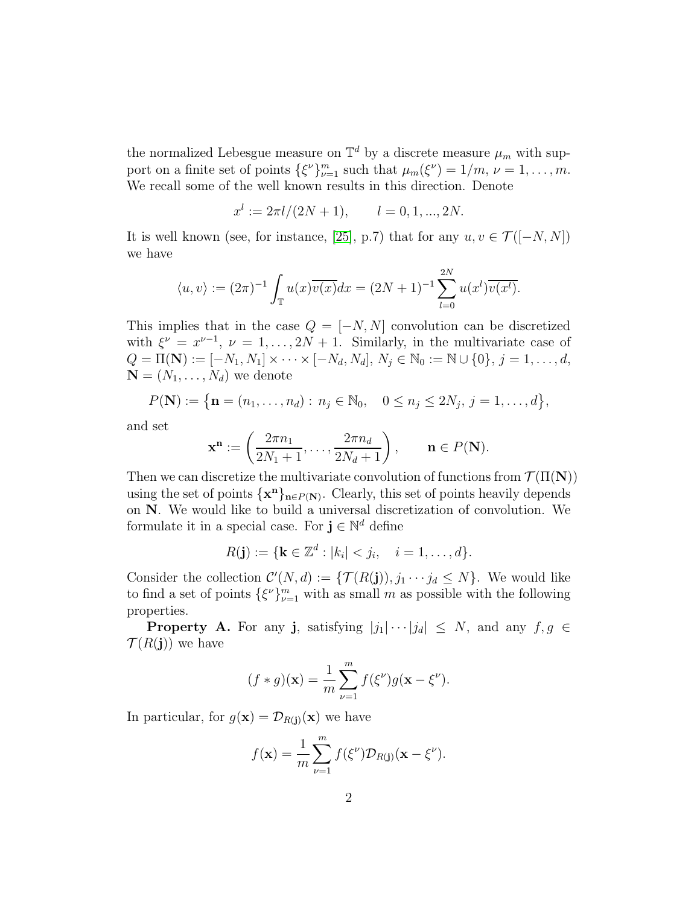the normalized Lebesgue measure on $\mathbb{T}^d$ by a discrete measure $\mu_m$ with support on a finite set of points $\{\xi^\nu\}_{\nu=1}^m$ such that $\mu_m(\xi^\nu) = 1/m$, $\nu = 1, \dots, m$. We recall some of the well known results in this direction. Denote

$$x^l := 2\pi l/(2N+1), \qquad l = 0, 1, ..., 2N.$$

It is well known (see, for instance, [25], p.7) that for any $u, v \in \mathcal{T}([-N, N])$ we have

$$\langle u, v\rangle := (2\pi)^{-1} \int_{\mathbb{T}} u(x)\overline{v(x)}dx = (2N+1)^{-1} \sum_{l=0}^{2N} u(x^l)\overline{v(x^l)}.$$

This implies that in the case $Q = [-N, N]$ convolution can be discretized with $\xi^\nu = x^{\nu-1}$, $\nu = 1, \dots, 2N+1$. Similarly, in the multivariate case of $Q = \Pi(\mathbf{N}) := [-N_1, N_1] \times \cdots \times [-N_d, N_d]$, $N_j \in \mathbb{N}_0 := \mathbb{N} \cup \{0\}$, $j = 1, \dots, d$, $\mathbf{N} = (N_1, \dots, N_d)$ we denote

$$P(\mathbf{N}) := \{\mathbf{n} = (n_1, \dots, n_d) : n_j \in \mathbb{N}_0, \quad 0 \le n_j \le 2N_j, \, j = 1, \dots, d\},$$

and set

$$\mathbf{x}^{\mathbf{n}} := \left(\frac{2\pi n_1}{2N_1+1}, \dots, \frac{2\pi n_d}{2N_d+1}\right), \qquad \mathbf{n} \in P(\mathbf{N}).$$

Then we can discretize the multivariate convolution of functions from $\mathcal{T}(\Pi(\mathbf{N}))$ using the set of points $\{\mathbf{x}^{\mathbf{n}}\}_{\mathbf{n}\in P(\mathbf{N})}$. Clearly, this set of points heavily depends on $\mathbf{N}$. We would like to build a universal discretization of convolution. We formulate it in a special case. For $\mathbf{j} \in \mathbb{N}^d$ define

$$R(\mathbf{j}) := \{\mathbf{k} \in \mathbb{Z}^d : |k_i| < j_i, \quad i = 1, \dots, d\}.$$

Consider the collection $\mathcal{C}'(N, d) := \{\mathcal{T}(R(\mathbf{j})), j_1 \cdots j_d \le N\}$. We would like to find a set of points $\{\xi^\nu\}_{\nu=1}^m$ with as small $m$ as possible with the following properties.

**Property A.** For any $\mathbf{j}$, satisfying $|j_1| \cdots |j_d| \le N$, and any $f, g \in \mathcal{T}(R(\mathbf{j}))$ we have

$$(f * g)(\mathbf{x}) = \frac{1}{m} \sum_{\nu=1}^m f(\xi^\nu) g(\mathbf{x} - \xi^\nu).$$

In particular, for $g(\mathbf{x}) = \mathcal{D}_{R(\mathbf{j})}(\mathbf{x})$ we have

$$f(\mathbf{x}) = \frac{1}{m} \sum_{\nu=1}^m f(\xi^\nu) \mathcal{D}_{R(\mathbf{j})}(\mathbf{x} - \xi^\nu).$$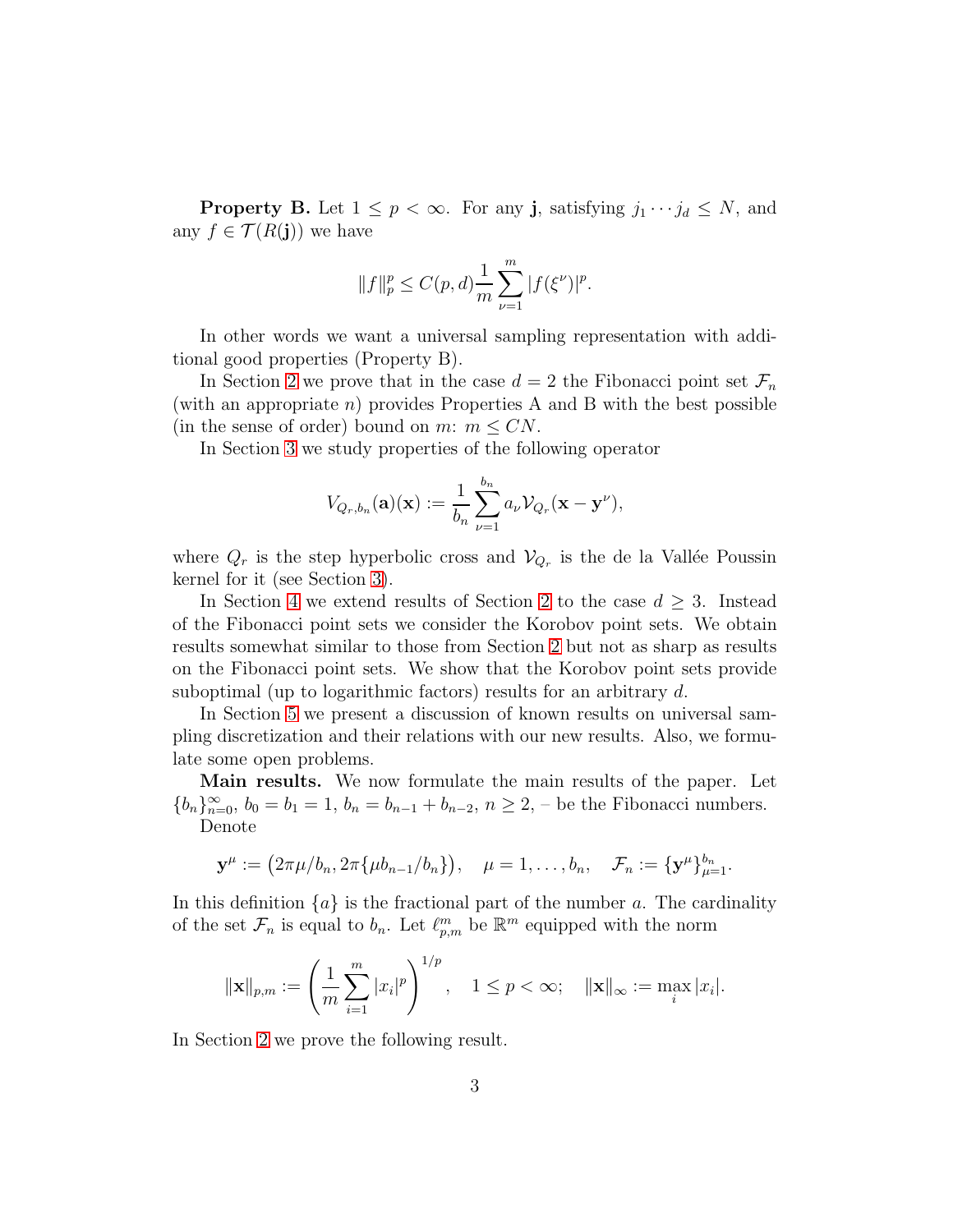**Property B.** Let $1 \le p < \infty$. For any $\mathbf{j}$, satisfying $j_1 \cdots j_d \le N$, and any $f \in \mathcal{T}(R(\mathbf{j}))$ we have

$$\|f\|_p^p \le C(p,d)\frac{1}{m}\sum_{\nu=1}^{m} |f(\xi^\nu)|^p.$$

In other words we want a universal sampling representation with additional good properties (Property B).

In Section 2 we prove that in the case $d = 2$ the Fibonacci point set $\mathcal{F}_n$ (with an appropriate $n$) provides Properties A and B with the best possible (in the sense of order) bound on $m$: $m \le CN$.

In Section 3 we study properties of the following operator

$$V_{Q_r,b_n}(\mathbf{a})(\mathbf{x}) := \frac{1}{b_n}\sum_{\nu=1}^{b_n} a_\nu \mathcal{V}_{Q_r}(\mathbf{x} - \mathbf{y}^\nu),$$

where $Q_r$ is the step hyperbolic cross and $\mathcal{V}_{Q_r}$ is the de la Vallée Poussin kernel for it (see Section 3).

In Section 4 we extend results of Section 2 to the case $d \ge 3$. Instead of the Fibonacci point sets we consider the Korobov point sets. We obtain results somewhat similar to those from Section 2 but not as sharp as results on the Fibonacci point sets. We show that the Korobov point sets provide suboptimal (up to logarithmic factors) results for an arbitrary $d$.

In Section 5 we present a discussion of known results on universal sampling discretization and their relations with our new results. Also, we formulate some open problems.

**Main results.** We now formulate the main results of the paper. Let $\{b_n\}_{n=0}^\infty$, $b_0 = b_1 = 1$, $b_n = b_{n-1} + b_{n-2}$, $n \ge 2$, – be the Fibonacci numbers.

Denote

$$\mathbf{y}^\mu := \left(2\pi\mu/b_n, 2\pi\{\mu b_{n-1}/b_n\}\right), \quad \mu = 1, \dots, b_n, \quad \mathcal{F}_n := \{\mathbf{y}^\mu\}_{\mu=1}^{b_n}.$$

In this definition $\{a\}$ is the fractional part of the number $a$. The cardinality of the set $\mathcal{F}_n$ is equal to $b_n$. Let $\ell_{p,m}^m$ be $\mathbb{R}^m$ equipped with the norm

$$\|\mathbf{x}\|_{p,m} := \left(\frac{1}{m}\sum_{i=1}^{m} |x_i|^p\right)^{1/p}, \quad 1 \le p < \infty; \quad \|\mathbf{x}\|_\infty := \max_i |x_i|.$$

In Section 2 we prove the following result.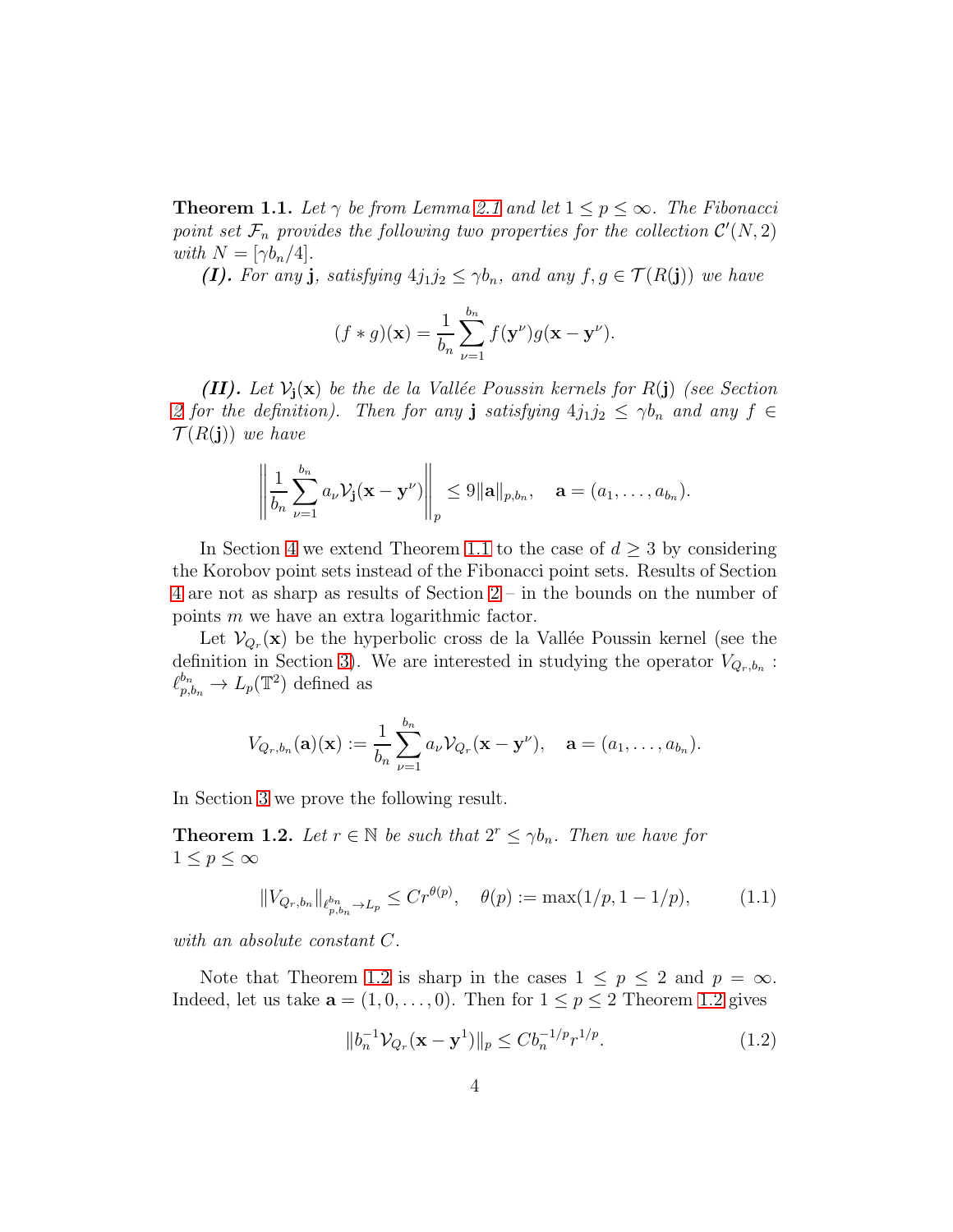**Theorem 1.1.** *Let $\gamma$ be from Lemma 2.1 and let $1 \le p \le \infty$. The Fibonacci point set $\mathcal{F}_n$ provides the following two properties for the collection $\mathcal{C}'(N,2)$ with $N = [\gamma b_n/4]$.*

***(I).*** *For any $\mathbf{j}$, satisfying $4j_1j_2 \le \gamma b_n$, and any $f, g \in \mathcal{T}(R(\mathbf{j}))$ we have*

$$(f * g)(\mathbf{x}) = \frac{1}{b_n}\sum_{\nu=1}^{b_n} f(\mathbf{y}^\nu) g(\mathbf{x} - \mathbf{y}^\nu).$$

***(II).*** *Let $\mathcal{V}_{\mathbf{j}}(\mathbf{x})$ be the de la Vallée Poussin kernels for $R(\mathbf{j})$ (see Section 2 for the definition). Then for any $\mathbf{j}$ satisfying $4j_1j_2 \le \gamma b_n$ and any $f \in \mathcal{T}(R(\mathbf{j}))$ we have*

$$\left\| \frac{1}{b_n}\sum_{\nu=1}^{b_n} a_\nu \mathcal{V}_{\mathbf{j}}(\mathbf{x} - \mathbf{y}^\nu)\right\|_p \le 9\|\mathbf{a}\|_{p,b_n}, \quad \mathbf{a} = (a_1, \dots, a_{b_n}).$$

In Section 4 we extend Theorem 1.1 to the case of $d \ge 3$ by considering the Korobov point sets instead of the Fibonacci point sets. Results of Section 4 are not as sharp as results of Section 2 – in the bounds on the number of points $m$ we have an extra logarithmic factor.

Let $\mathcal{V}_{Q_r}(\mathbf{x})$ be the hyperbolic cross de la Vallée Poussin kernel (see the definition in Section 3). We are interested in studying the operator $V_{Q_r,b_n} : \ell^{b_n}_{p,b_n} \to L_p(\mathbb{T}^2)$ defined as

$$V_{Q_r,b_n}(\mathbf{a})(\mathbf{x}) := \frac{1}{b_n}\sum_{\nu=1}^{b_n} a_\nu \mathcal{V}_{Q_r}(\mathbf{x} - \mathbf{y}^\nu), \quad \mathbf{a} = (a_1, \dots, a_{b_n}).$$

In Section 3 we prove the following result.

**Theorem 1.2.** *Let $r \in \mathbb{N}$ be such that $2^r \le \gamma b_n$. Then we have for $1 \le p \le \infty$*

$$\|V_{Q_r,b_n}\|_{\ell^{b_n}_{p,b_n} \to L_p} \le C r^{\theta(p)}, \quad \theta(p) := \max(1/p, 1 - 1/p), \tag{1.1}$$

*with an absolute constant $C$.*

Note that Theorem 1.2 is sharp in the cases $1 \le p \le 2$ and $p = \infty$. Indeed, let us take $\mathbf{a} = (1, 0, \dots, 0)$. Then for $1 \le p \le 2$ Theorem 1.2 gives

$$\|b_n^{-1}\mathcal{V}_{Q_r}(\mathbf{x} - \mathbf{y}^1)\|_p \le C b_n^{-1/p} r^{1/p}. \tag{1.2}$$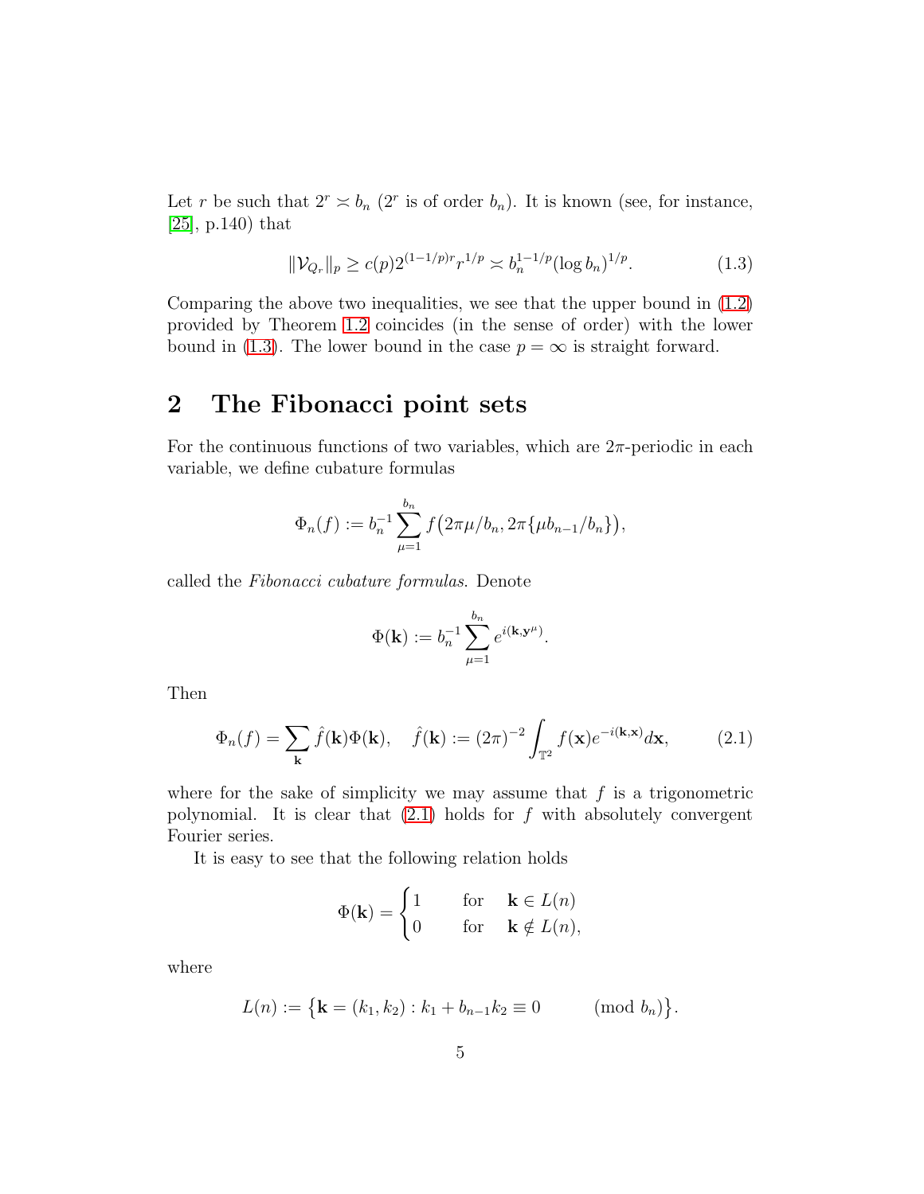Let $r$ be such that $2^r \asymp b_n$ ($2^r$ is of order $b_n$). It is known (see, for instance, [25], p.140) that

$$\|\mathcal{V}_{Q_r}\|_p \geq c(p) 2^{(1-1/p)r} r^{1/p} \asymp b_n^{1-1/p} (\log b_n)^{1/p}. \tag{1.3}$$

Comparing the above two inequalities, we see that the upper bound in (1.2) provided by Theorem 1.2 coincides (in the sense of order) with the lower bound in (1.3). The lower bound in the case $p = \infty$ is straight forward.

## 2 The Fibonacci point sets

For the continuous functions of two variables, which are $2\pi$-periodic in each variable, we define cubature formulas

$$\Phi_n(f) := b_n^{-1} \sum_{\mu=1}^{b_n} f\big(2\pi\mu/b_n, 2\pi\{\mu b_{n-1}/b_n\}\big),$$

called the *Fibonacci cubature formulas*. Denote

$$\Phi(\mathbf{k}) := b_n^{-1} \sum_{\mu=1}^{b_n} e^{i(\mathbf{k},\mathbf{y}^\mu)}.$$

Then

$$\Phi_n(f) = \sum_{\mathbf{k}} \hat{f}(\mathbf{k}) \Phi(\mathbf{k}), \quad \hat{f}(\mathbf{k}) := (2\pi)^{-2} \int_{\mathbb{T}^2} f(\mathbf{x}) e^{-i(\mathbf{k},\mathbf{x})} d\mathbf{x}, \tag{2.1}$$

where for the sake of simplicity we may assume that $f$ is a trigonometric polynomial. It is clear that (2.1) holds for $f$ with absolutely convergent Fourier series.

It is easy to see that the following relation holds

$$\Phi(\mathbf{k}) = \begin{cases} 1 & \text{for} \quad \mathbf{k} \in L(n) \\ 0 & \text{for} \quad \mathbf{k} \notin L(n), \end{cases}$$

where

$$L(n) := \big\{\mathbf{k} = (k_1, k_2) : k_1 + b_{n-1} k_2 \equiv 0 \pmod{b_n}\big\}.$$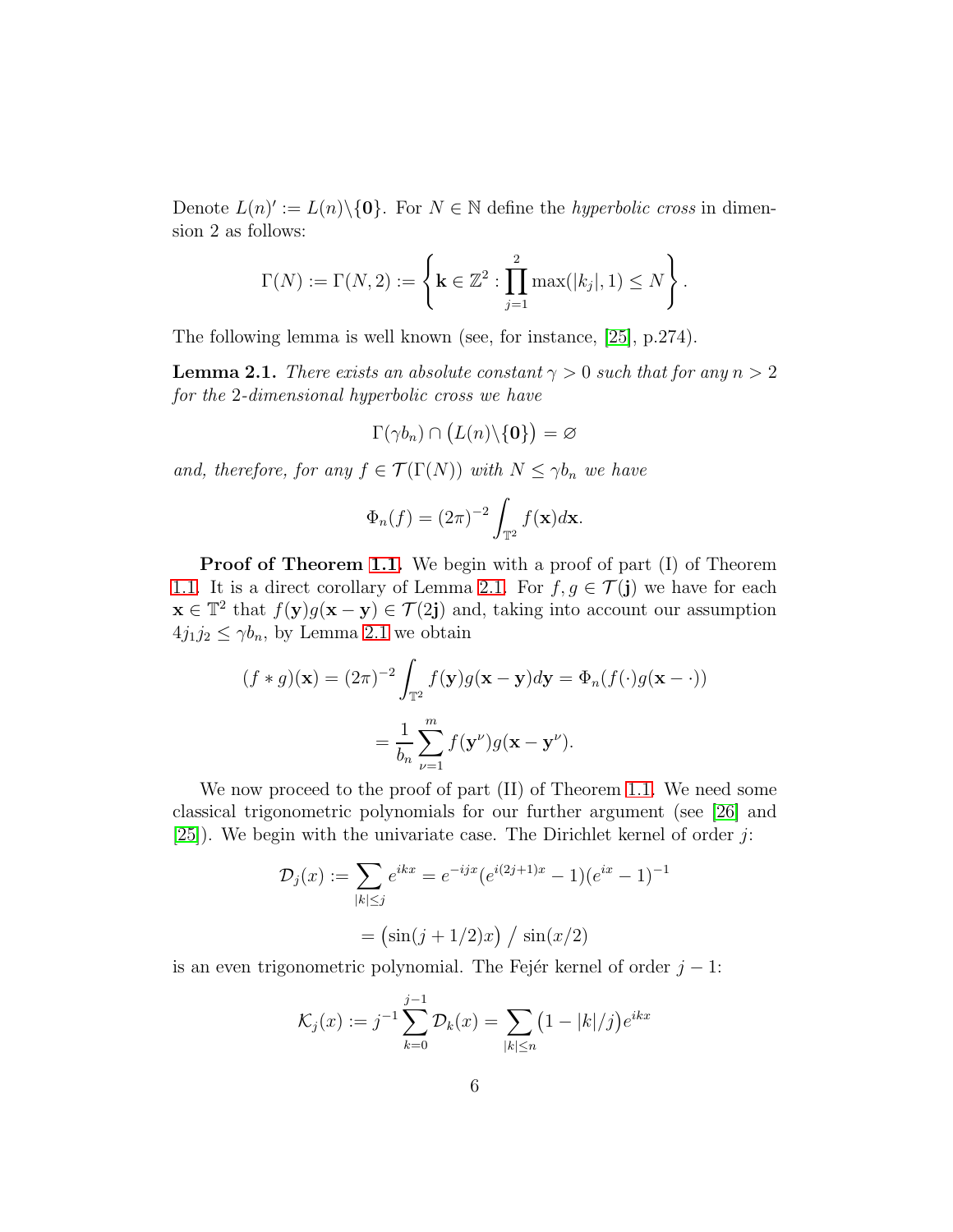Denote $L(n)' := L(n)\backslash\{\mathbf{0}\}$. For $N \in \mathbb{N}$ define the *hyperbolic cross* in dimension 2 as follows:

$$\Gamma(N) := \Gamma(N, 2) := \left\{ \mathbf{k} \in \mathbb{Z}^2 : \prod_{j=1}^{2} \max(|k_j|, 1) \leq N \right\}.$$

The following lemma is well known (see, for instance, [25], p.274).

**Lemma 2.1.** *There exists an absolute constant $\gamma > 0$ such that for any $n > 2$ for the 2-dimensional hyperbolic cross we have*

$$\Gamma(\gamma b_n) \cap \big(L(n)\backslash\{\mathbf{0}\}\big) = \varnothing$$

*and, therefore, for any $f \in \mathcal{T}(\Gamma(N))$ with $N \leq \gamma b_n$ we have*

$$\Phi_n(f) = (2\pi)^{-2} \int_{\mathbb{T}^2} f(\mathbf{x}) d\mathbf{x}.$$

**Proof of Theorem 1.1.** We begin with a proof of part (I) of Theorem 1.1. It is a direct corollary of Lemma 2.1. For $f, g \in \mathcal{T}(\mathbf{j})$ we have for each $\mathbf{x} \in \mathbb{T}^2$ that $f(\mathbf{y})g(\mathbf{x} - \mathbf{y}) \in \mathcal{T}(2\mathbf{j})$ and, taking into account our assumption $4j_1j_2 \leq \gamma b_n$, by Lemma 2.1 we obtain

$$(f * g)(\mathbf{x}) = (2\pi)^{-2} \int_{\mathbb{T}^2} f(\mathbf{y})g(\mathbf{x} - \mathbf{y})d\mathbf{y} = \Phi_n(f(\cdot)g(\mathbf{x} - \cdot))$$

$$= \frac{1}{b_n} \sum_{\nu=1}^{m} f(\mathbf{y}^\nu)g(\mathbf{x} - \mathbf{y}^\nu).$$

We now proceed to the proof of part (II) of Theorem 1.1. We need some classical trigonometric polynomials for our further argument (see [26] and [25]). We begin with the univariate case. The Dirichlet kernel of order $j$:

$$\mathcal{D}_j(x) := \sum_{|k| \leq j} e^{ikx} = e^{-ijx}(e^{i(2j+1)x} - 1)(e^{ix} - 1)^{-1}$$

$$= \big(\sin(j + 1/2)x\big) \;/\; \sin(x/2)$$

is an even trigonometric polynomial. The Fejér kernel of order $j - 1$:

$$\mathcal{K}_j(x) := j^{-1} \sum_{k=0}^{j-1} \mathcal{D}_k(x) = \sum_{|k| \leq n} \big(1 - |k|/j\big) e^{ikx}$$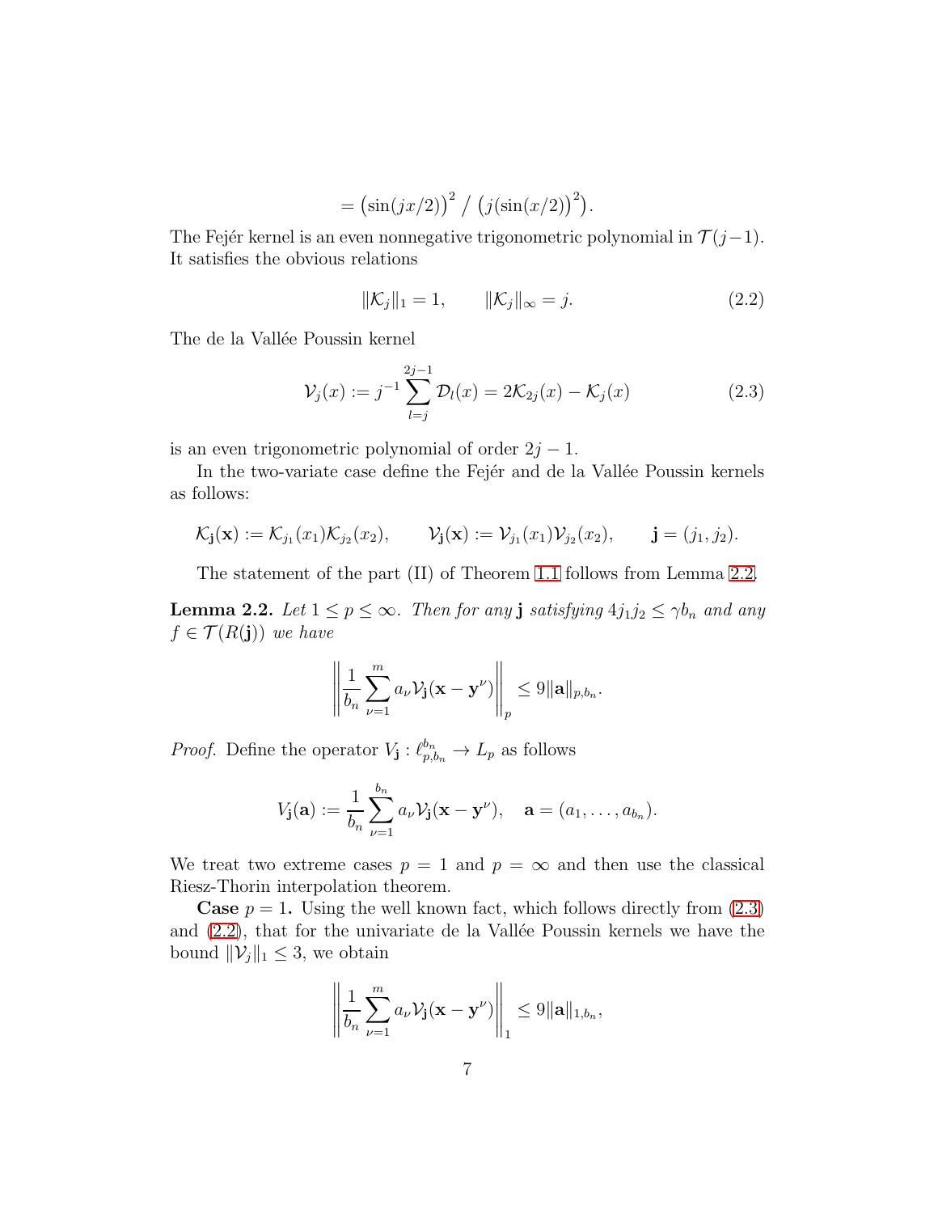$$= \left(\sin(jx/2)\right)^2 \,/\, \left(j(\sin(x/2))^2\right).$$

The Fejér kernel is an even nonnegative trigonometric polynomial in $\mathcal{T}(j-1)$. It satisfies the obvious relations

$$\|\mathcal{K}_j\|_1 = 1, \qquad \|\mathcal{K}_j\|_\infty = j. \tag{2.2}$$

The de la Vallée Poussin kernel

$$\mathcal{V}_j(x) := j^{-1} \sum_{l=j}^{2j-1} \mathcal{D}_l(x) = 2\mathcal{K}_{2j}(x) - \mathcal{K}_j(x) \tag{2.3}$$

is an even trigonometric polynomial of order $2j-1$.

In the two-variate case define the Fejér and de la Vallée Poussin kernels as follows:

$$\mathcal{K}_{\mathbf{j}}(\mathbf{x}) := \mathcal{K}_{j_1}(x_1)\mathcal{K}_{j_2}(x_2), \qquad \mathcal{V}_{\mathbf{j}}(\mathbf{x}) := \mathcal{V}_{j_1}(x_1)\mathcal{V}_{j_2}(x_2), \qquad \mathbf{j} = (j_1, j_2).$$

The statement of the part (II) of Theorem 1.1 follows from Lemma 2.2.

**Lemma 2.2.** *Let $1 \le p \le \infty$. Then for any $\mathbf{j}$ satisfying $4j_1j_2 \le \gamma b_n$ and any $f \in \mathcal{T}(R(\mathbf{j}))$ we have*

$$\left\| \frac{1}{b_n} \sum_{\nu=1}^{m} a_\nu \mathcal{V}_{\mathbf{j}}(\mathbf{x} - \mathbf{y}^\nu) \right\|_p \le 9\|\mathbf{a}\|_{p,b_n}.$$

*Proof.* Define the operator $V_{\mathbf{j}} : \ell_{p,b_n}^{b_n} \to L_p$ as follows

$$V_{\mathbf{j}}(\mathbf{a}) := \frac{1}{b_n} \sum_{\nu=1}^{b_n} a_\nu \mathcal{V}_{\mathbf{j}}(\mathbf{x} - \mathbf{y}^\nu), \quad \mathbf{a} = (a_1, \dots, a_{b_n}).$$

We treat two extreme cases $p = 1$ and $p = \infty$ and then use the classical Riesz-Thorin interpolation theorem.

**Case $p = 1$.** Using the well known fact, which follows directly from (2.3) and (2.2), that for the univariate de la Vallée Poussin kernels we have the bound $\|\mathcal{V}_j\|_1 \le 3$, we obtain

$$\left\| \frac{1}{b_n} \sum_{\nu=1}^{m} a_\nu \mathcal{V}_{\mathbf{j}}(\mathbf{x} - \mathbf{y}^\nu) \right\|_1 \le 9\|\mathbf{a}\|_{1,b_n},$$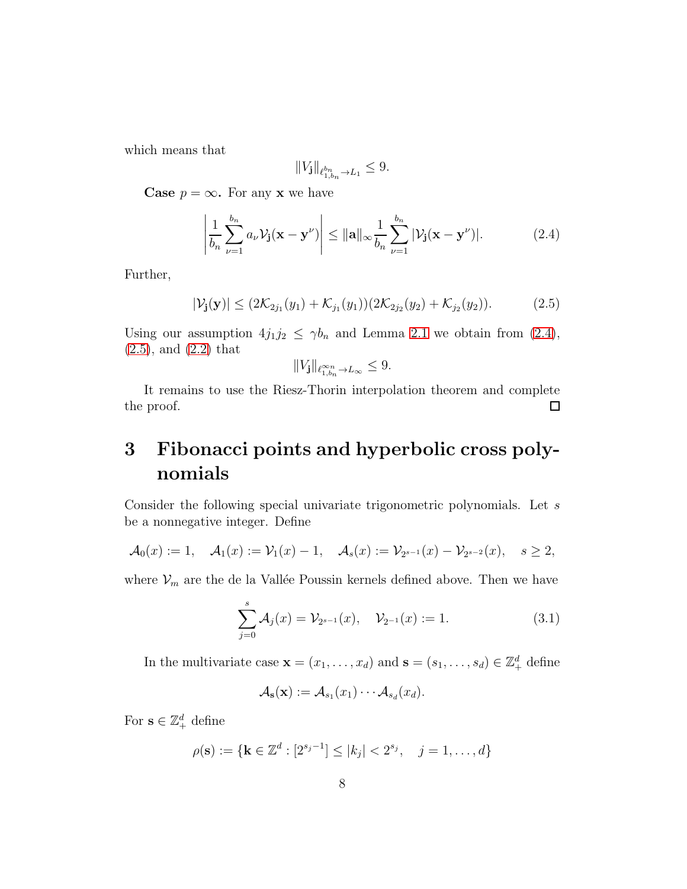which means that

$$\|V_{\mathbf{j}}\|_{\ell^{b_n}_{1,b_n}\to L_1} \le 9.$$

**Case** $p=\infty$**.** For any $\mathbf{x}$ we have

$$\left|\frac{1}{b_n}\sum_{\nu=1}^{b_n} a_\nu \mathcal{V}_{\mathbf{j}}(\mathbf{x}-\mathbf{y}^\nu)\right| \le \|\mathbf{a}\|_\infty \frac{1}{b_n}\sum_{\nu=1}^{b_n} |\mathcal{V}_{\mathbf{j}}(\mathbf{x}-\mathbf{y}^\nu)|. \tag{2.4}$$

Further,

$$|\mathcal{V}_{\mathbf{j}}(\mathbf{y})| \le (2\mathcal{K}_{2j_1}(y_1)+\mathcal{K}_{j_1}(y_1))(2\mathcal{K}_{2j_2}(y_2)+\mathcal{K}_{j_2}(y_2)). \tag{2.5}$$

Using our assumption $4j_1j_2 \le \gamma b_n$ and Lemma 2.1 we obtain from (2.4), (2.5), and (2.2) that

$$\|V_{\mathbf{j}}\|_{\ell^{\infty_n}_{1,b_n}\to L_\infty} \le 9.$$

It remains to use the Riesz-Thorin interpolation theorem and complete the proof. $\square$

# 3 Fibonacci points and hyperbolic cross polynomials

Consider the following special univariate trigonometric polynomials. Let $s$ be a nonnegative integer. Define

$$\mathcal{A}_0(x) := 1, \quad \mathcal{A}_1(x) := \mathcal{V}_1(x) - 1, \quad \mathcal{A}_s(x) := \mathcal{V}_{2^{s-1}}(x) - \mathcal{V}_{2^{s-2}}(x), \quad s \ge 2,$$

where $\mathcal{V}_m$ are the de la Vallée Poussin kernels defined above. Then we have

$$\sum_{j=0}^{s} \mathcal{A}_j(x) = \mathcal{V}_{2^{s-1}}(x), \quad \mathcal{V}_{2^{-1}}(x) := 1. \tag{3.1}$$

In the multivariate case $\mathbf{x} = (x_1,\dots,x_d)$ and $\mathbf{s} = (s_1,\dots,s_d) \in \mathbb{Z}^d_+$ define

$$\mathcal{A}_{\mathbf{s}}(\mathbf{x}) := \mathcal{A}_{s_1}(x_1)\cdots\mathcal{A}_{s_d}(x_d).$$

For $\mathbf{s} \in \mathbb{Z}^d_+$ define

$$\rho(\mathbf{s}) := \{\mathbf{k} \in \mathbb{Z}^d : [2^{s_j-1}] \le |k_j| < 2^{s_j}, \quad j = 1,\dots,d\}$$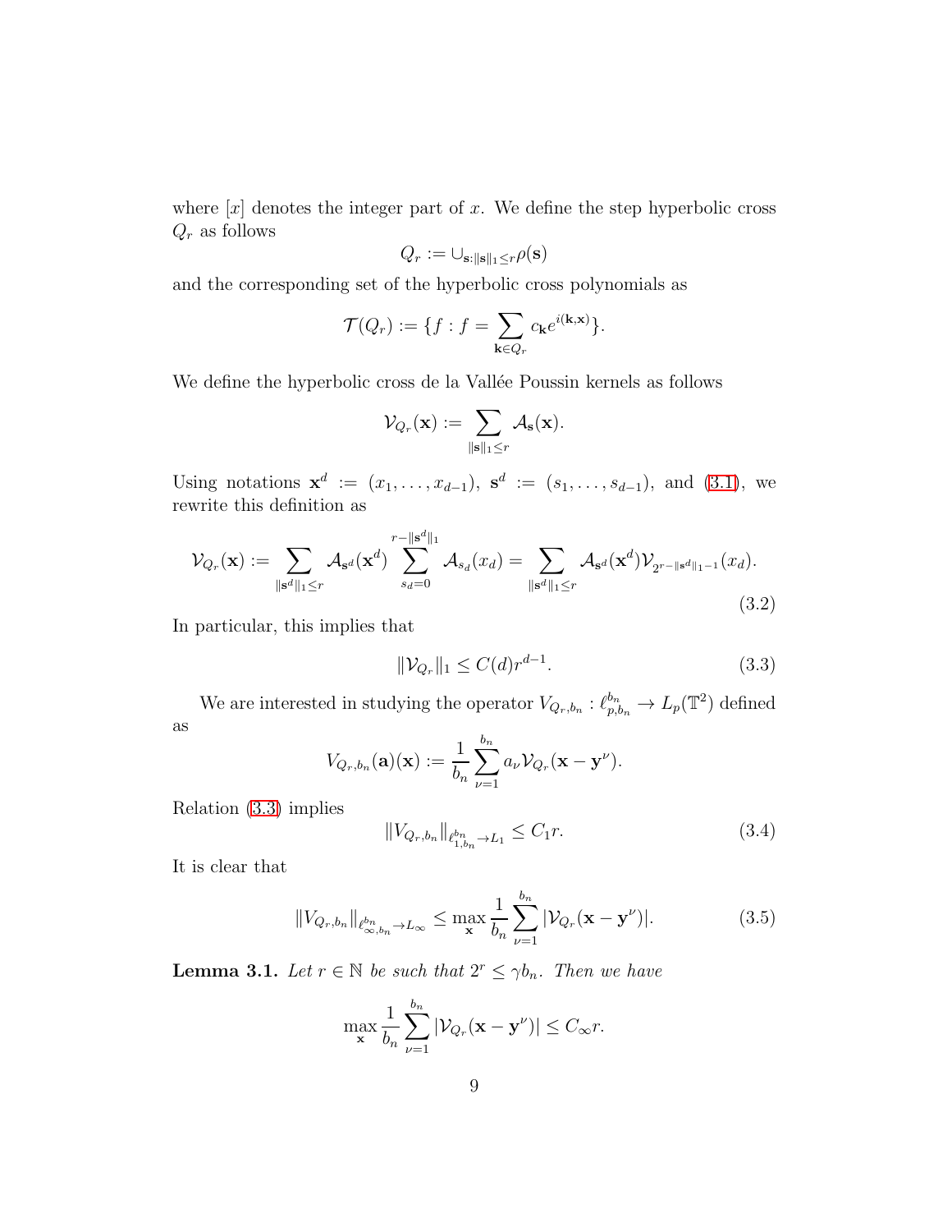where $[x]$ denotes the integer part of $x$. We define the step hyperbolic cross $Q_r$ as follows

$$Q_r := \cup_{\mathbf{s}:\|\mathbf{s}\|_1 \le r} \rho(\mathbf{s})$$

and the corresponding set of the hyperbolic cross polynomials as

$$\mathcal{T}(Q_r) := \{f : f = \sum_{\mathbf{k}\in Q_r} c_{\mathbf{k}} e^{i(\mathbf{k},\mathbf{x})}\}.$$

We define the hyperbolic cross de la Vallée Poussin kernels as follows

$$\mathcal{V}_{Q_r}(\mathbf{x}) := \sum_{\|\mathbf{s}\|_1 \le r} \mathcal{A}_{\mathbf{s}}(\mathbf{x}).$$

Using notations $\mathbf{x}^d := (x_1, \dots, x_{d-1})$, $\mathbf{s}^d := (s_1, \dots, s_{d-1})$, and (3.1), we rewrite this definition as

$$\mathcal{V}_{Q_r}(\mathbf{x}) := \sum_{\|\mathbf{s}^d\|_1 \le r} \mathcal{A}_{\mathbf{s}^d}(\mathbf{x}^d) \sum_{s_d=0}^{r-\|\mathbf{s}^d\|_1} \mathcal{A}_{s_d}(x_d) = \sum_{\|\mathbf{s}^d\|_1 \le r} \mathcal{A}_{\mathbf{s}^d}(\mathbf{x}^d) \mathcal{V}_{2^{r-\|\mathbf{s}^d\|_1-1}}(x_d). \tag{3.2}$$

In particular, this implies that

$$\|\mathcal{V}_{Q_r}\|_1 \le C(d) r^{d-1}. \tag{3.3}$$

We are interested in studying the operator $V_{Q_r,b_n} : \ell^{b_n}_{p,b_n} \to L_p(\mathbb{T}^2)$ defined as

$$V_{Q_r,b_n}(\mathbf{a})(\mathbf{x}) := \frac{1}{b_n} \sum_{\nu=1}^{b_n} a_\nu \mathcal{V}_{Q_r}(\mathbf{x} - \mathbf{y}^\nu).$$

Relation (3.3) implies

$$\|V_{Q_r,b_n}\|_{\ell^{b_n}_{1,b_n} \to L_1} \le C_1 r. \tag{3.4}$$

It is clear that

$$\|V_{Q_r,b_n}\|_{\ell^{b_n}_{\infty,b_n} \to L_\infty} \le \max_{\mathbf{x}} \frac{1}{b_n} \sum_{\nu=1}^{b_n} |\mathcal{V}_{Q_r}(\mathbf{x} - \mathbf{y}^\nu)|. \tag{3.5}$$

**Lemma 3.1.** *Let $r \in \mathbb{N}$ be such that $2^r \le \gamma b_n$. Then we have*

$$\max_{\mathbf{x}} \frac{1}{b_n} \sum_{\nu=1}^{b_n} |\mathcal{V}_{Q_r}(\mathbf{x} - \mathbf{y}^\nu)| \le C_\infty r.$$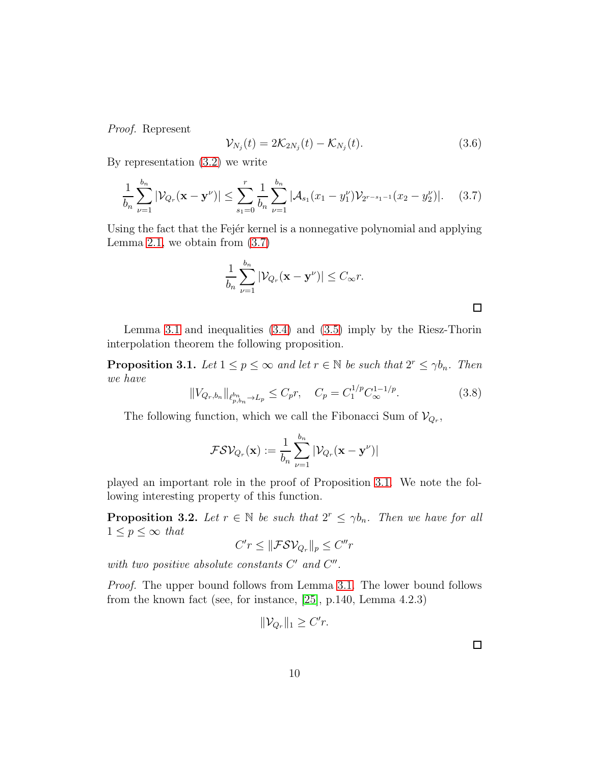*Proof.* Represent

$$\mathcal{V}_{N_j}(t) = 2\mathcal{K}_{2N_j}(t) - \mathcal{K}_{N_j}(t). \tag{3.6}$$

By representation (3.2) we write

$$\frac{1}{b_n}\sum_{\nu=1}^{b_n} |\mathcal{V}_{Q_r}(\mathbf{x}-\mathbf{y}^\nu)| \le \sum_{s_1=0}^{r} \frac{1}{b_n}\sum_{\nu=1}^{b_n} |\mathcal{A}_{s_1}(x_1 - y_1^\nu)\mathcal{V}_{2^{r-s_1-1}}(x_2 - y_2^\nu)|. \tag{3.7}$$

Using the fact that the Fejér kernel is a nonnegative polynomial and applying Lemma 2.1, we obtain from (3.7)

$$\frac{1}{b_n}\sum_{\nu=1}^{b_n} |\mathcal{V}_{Q_r}(\mathbf{x}-\mathbf{y}^\nu)| \le C_\infty r.$$

□

Lemma 3.1 and inequalities (3.4) and (3.5) imply by the Riesz-Thorin interpolation theorem the following proposition.

**Proposition 3.1.** *Let $1 \le p \le \infty$ and let $r \in \mathbb{N}$ be such that $2^r \le \gamma b_n$. Then we have*

$$\|V_{Q_r,b_n}\|_{\ell^{b_n}_{p,b_n} \to L_p} \le C_p r, \quad C_p = C_1^{1/p} C_\infty^{1-1/p}. \tag{3.8}$$

The following function, which we call the Fibonacci Sum of $\mathcal{V}_{Q_r}$,

$$\mathcal{FSV}_{Q_r}(\mathbf{x}) := \frac{1}{b_n}\sum_{\nu=1}^{b_n} |\mathcal{V}_{Q_r}(\mathbf{x}-\mathbf{y}^\nu)|$$

played an important role in the proof of Proposition 3.1. We note the following interesting property of this function.

**Proposition 3.2.** *Let $r \in \mathbb{N}$ be such that $2^r \le \gamma b_n$. Then we have for all $1 \le p \le \infty$ that*

$$C' r \le \|\mathcal{FSV}_{Q_r}\|_p \le C'' r$$

*with two positive absolute constants $C'$ and $C''$.*

*Proof.* The upper bound follows from Lemma 3.1. The lower bound follows from the known fact (see, for instance, [25], p.140, Lemma 4.2.3)

$$\|\mathcal{V}_{Q_r}\|_1 \ge C' r.$$

□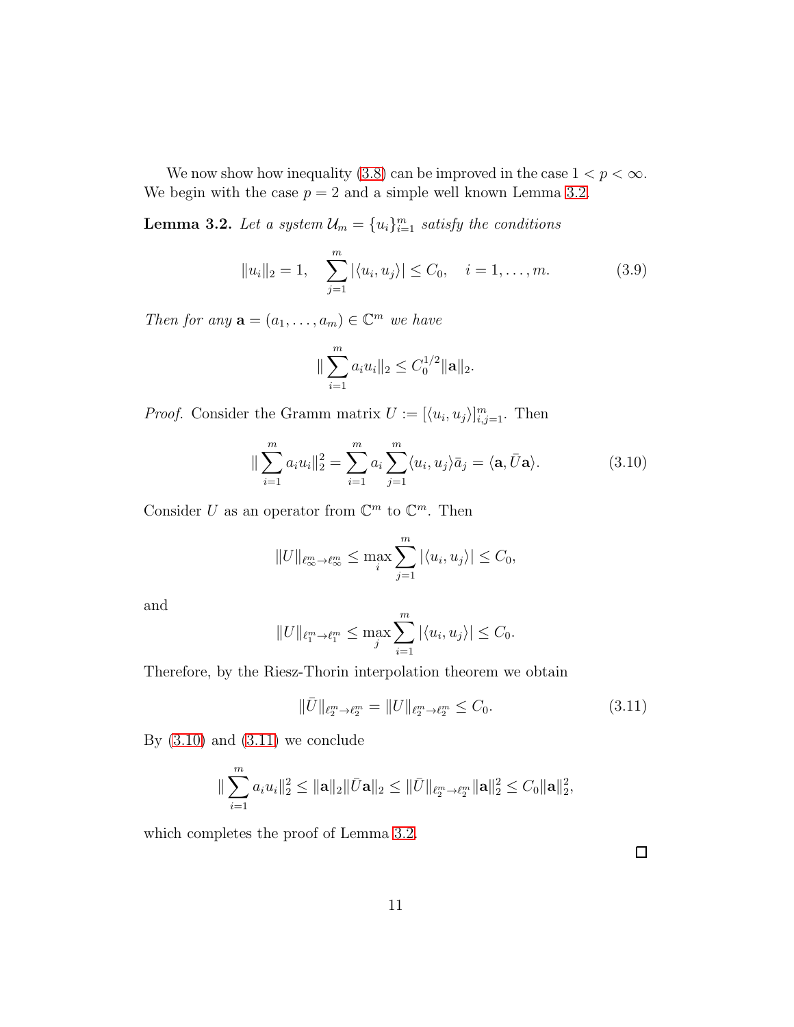We now show how inequality (3.8) can be improved in the case $1 < p < \infty$. We begin with the case $p = 2$ and a simple well known Lemma 3.2.

**Lemma 3.2.** *Let a system $\mathcal{U}_m = \{u_i\}_{i=1}^m$ satisfy the conditions*

$$\|u_i\|_2 = 1, \quad \sum_{j=1}^{m} |\langle u_i, u_j \rangle| \le C_0, \quad i = 1, \dots, m. \tag{3.9}$$

*Then for any $\mathbf{a} = (a_1, \dots, a_m) \in \mathbb{C}^m$ we have*

$$\|\sum_{i=1}^{m} a_i u_i\|_2 \le C_0^{1/2} \|\mathbf{a}\|_2.$$

*Proof.* Consider the Gramm matrix $U := [\langle u_i, u_j \rangle]_{i,j=1}^m$. Then

$$\|\sum_{i=1}^{m} a_i u_i\|_2^2 = \sum_{i=1}^{m} a_i \sum_{j=1}^{m} \langle u_i, u_j \rangle \bar{a}_j = \langle \mathbf{a}, \bar{U}\mathbf{a} \rangle. \tag{3.10}$$

Consider $U$ as an operator from $\mathbb{C}^m$ to $\mathbb{C}^m$. Then

$$\|U\|_{\ell_\infty^m \to \ell_\infty^m} \le \max_i \sum_{j=1}^{m} |\langle u_i, u_j \rangle| \le C_0,$$

and

$$\|U\|_{\ell_1^m \to \ell_1^m} \le \max_j \sum_{i=1}^{m} |\langle u_i, u_j \rangle| \le C_0.$$

Therefore, by the Riesz-Thorin interpolation theorem we obtain

$$\|\bar{U}\|_{\ell_2^m \to \ell_2^m} = \|U\|_{\ell_2^m \to \ell_2^m} \le C_0. \tag{3.11}$$

By (3.10) and (3.11) we conclude

$$\|\sum_{i=1}^{m} a_i u_i\|_2^2 \le \|\mathbf{a}\|_2 \|\bar{U}\mathbf{a}\|_2 \le \|\bar{U}\|_{\ell_2^m \to \ell_2^m} \|\mathbf{a}\|_2^2 \le C_0 \|\mathbf{a}\|_2^2,$$

which completes the proof of Lemma 3.2.

$\square$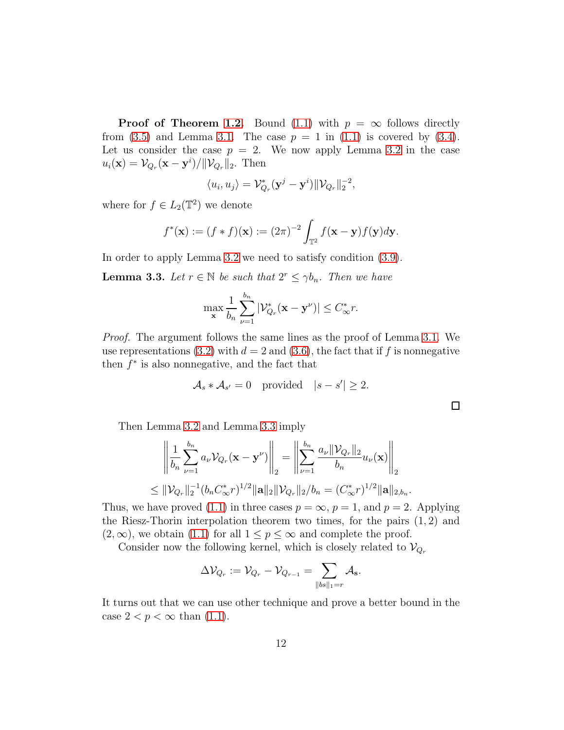**Proof of Theorem 1.2.** Bound (1.1) with $p = \infty$ follows directly from (3.5) and Lemma 3.1. The case $p = 1$ in (1.1) is covered by (3.4). Let us consider the case $p = 2$. We now apply Lemma 3.2 in the case $u_i(\mathbf{x}) = \mathcal{V}_{Q_r}(\mathbf{x} - \mathbf{y}^i)/\|\mathcal{V}_{Q_r}\|_2$. Then

$$\langle u_i, u_j \rangle = \mathcal{V}^*_{Q_r}(\mathbf{y}^j - \mathbf{y}^i)\|\mathcal{V}_{Q_r}\|_2^{-2},$$

where for $f \in L_2(\mathbb{T}^2)$ we denote

$$f^*(\mathbf{x}) := (f * f)(\mathbf{x}) := (2\pi)^{-2} \int_{\mathbb{T}^2} f(\mathbf{x} - \mathbf{y}) f(\mathbf{y}) d\mathbf{y}.$$

In order to apply Lemma 3.2 we need to satisfy condition (3.9).

**Lemma 3.3.** *Let $r \in \mathbb{N}$ be such that $2^r \leq \gamma b_n$. Then we have*

$$\max_{\mathbf{x}} \frac{1}{b_n} \sum_{\nu=1}^{b_n} |\mathcal{V}^*_{Q_r}(\mathbf{x} - \mathbf{y}^\nu)| \leq C^*_\infty r.$$

*Proof.* The argument follows the same lines as the proof of Lemma 3.1. We use representations (3.2) with $d = 2$ and (3.6), the fact that if $f$ is nonnegative then $f^*$ is also nonnegative, and the fact that

$$\mathcal{A}_s * \mathcal{A}_{s'} = 0 \quad \text{provided} \quad |s - s'| \geq 2.$$

$\square$

Then Lemma 3.2 and Lemma 3.3 imply

$$\left\| \frac{1}{b_n} \sum_{\nu=1}^{b_n} a_\nu \mathcal{V}_{Q_r}(\mathbf{x} - \mathbf{y}^\nu) \right\|_2 = \left\| \sum_{\nu=1}^{b_n} \frac{a_\nu \|\mathcal{V}_{Q_r}\|_2}{b_n} u_\nu(\mathbf{x}) \right\|_2$$

$$\leq \|\mathcal{V}_{Q_r}\|_2^{-1} (b_n C^*_\infty r)^{1/2} \|\mathbf{a}\|_2 \|\mathcal{V}_{Q_r}\|_2 / b_n = (C^*_\infty r)^{1/2} \|\mathbf{a}\|_{2,b_n}.$$

Thus, we have proved (1.1) in three cases $p = \infty$, $p = 1$, and $p = 2$. Applying the Riesz-Thorin interpolation theorem two times, for the pairs $(1, 2)$ and $(2, \infty)$, we obtain (1.1) for all $1 \leq p \leq \infty$ and complete the proof.

Consider now the following kernel, which is closely related to $\mathcal{V}_{Q_r}$

$$\Delta \mathcal{V}_{Q_r} := \mathcal{V}_{Q_r} - \mathcal{V}_{Q_{r-1}} = \sum_{\|bs\|_1 = r} \mathcal{A}_{\mathbf{s}}.$$

It turns out that we can use other technique and prove a better bound in the case $2 < p < \infty$ than (1.1).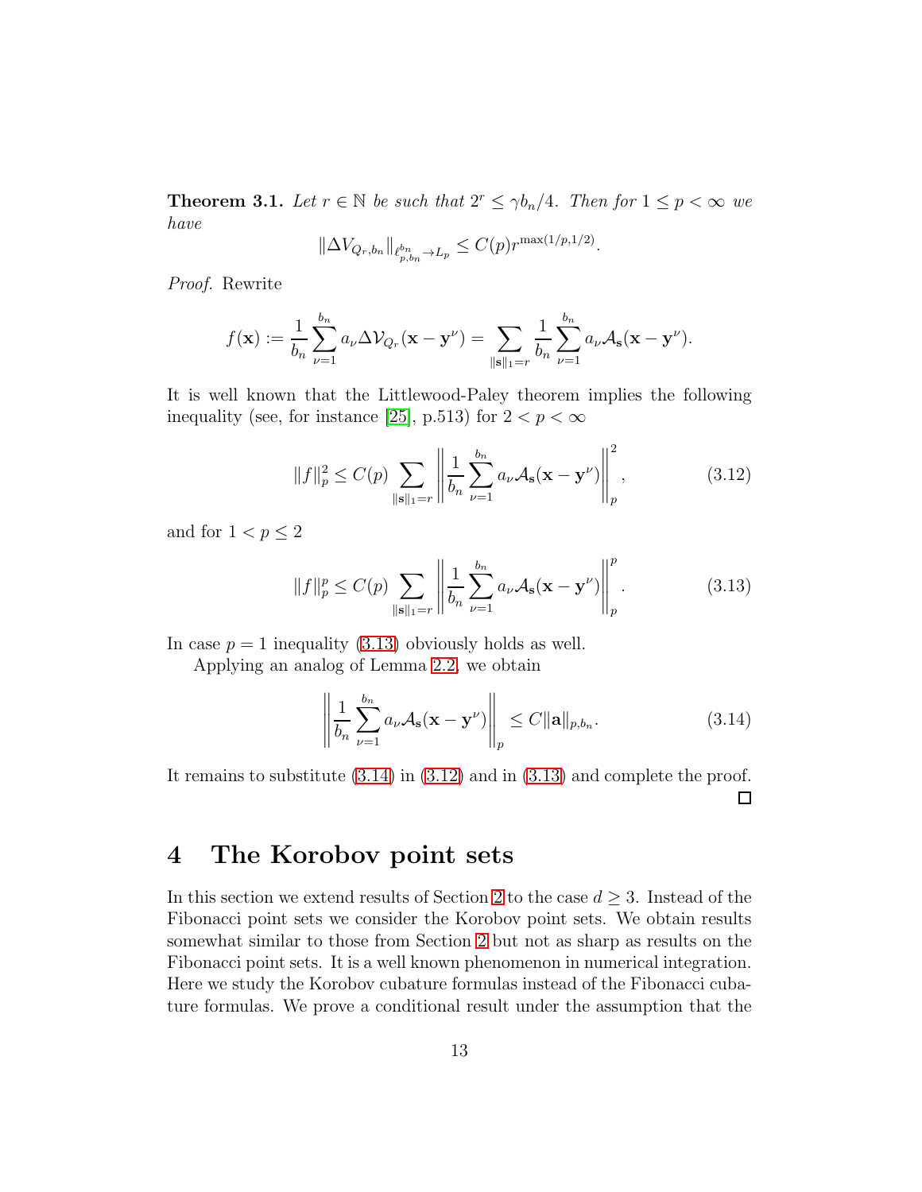**Theorem 3.1.** *Let $r \in \mathbb{N}$ be such that $2^r \le \gamma b_n/4$. Then for $1 \le p < \infty$ we have*

$$\|\Delta V_{Q_r,b_n}\|_{\ell^{b_n}_{p,b_n} \to L_p} \le C(p) r^{\max(1/p,1/2)}.$$

*Proof.* Rewrite

$$f(\mathbf{x}) := \frac{1}{b_n}\sum_{\nu=1}^{b_n} a_\nu \Delta\mathcal{V}_{Q_r}(\mathbf{x}-\mathbf{y}^\nu) = \sum_{\|\mathbf{s}\|_1=r} \frac{1}{b_n}\sum_{\nu=1}^{b_n} a_\nu \mathcal{A}_{\mathbf{s}}(\mathbf{x}-\mathbf{y}^\nu).$$

It is well known that the Littlewood-Paley theorem implies the following inequality (see, for instance [25], p.513) for $2 < p < \infty$

$$\|f\|_p^2 \le C(p) \sum_{\|\mathbf{s}\|_1=r} \left\| \frac{1}{b_n}\sum_{\nu=1}^{b_n} a_\nu \mathcal{A}_{\mathbf{s}}(\mathbf{x}-\mathbf{y}^\nu)\right\|_p^2, \tag{3.12}$$

and for $1 < p \le 2$

$$\|f\|_p^p \le C(p) \sum_{\|\mathbf{s}\|_1=r} \left\| \frac{1}{b_n}\sum_{\nu=1}^{b_n} a_\nu \mathcal{A}_{\mathbf{s}}(\mathbf{x}-\mathbf{y}^\nu)\right\|_p^p. \tag{3.13}$$

In case $p = 1$ inequality (3.13) obviously holds as well.

Applying an analog of Lemma 2.2, we obtain

$$\left\| \frac{1}{b_n}\sum_{\nu=1}^{b_n} a_\nu \mathcal{A}_{\mathbf{s}}(\mathbf{x}-\mathbf{y}^\nu)\right\|_p \le C\|\mathbf{a}\|_{p,b_n}. \tag{3.14}$$

It remains to substitute (3.14) in (3.12) and in (3.13) and complete the proof. $\square$

# 4 The Korobov point sets

In this section we extend results of Section 2 to the case $d \ge 3$. Instead of the Fibonacci point sets we consider the Korobov point sets. We obtain results somewhat similar to those from Section 2 but not as sharp as results on the Fibonacci point sets. It is a well known phenomenon in numerical integration. Here we study the Korobov cubature formulas instead of the Fibonacci cubature formulas. We prove a conditional result under the assumption that the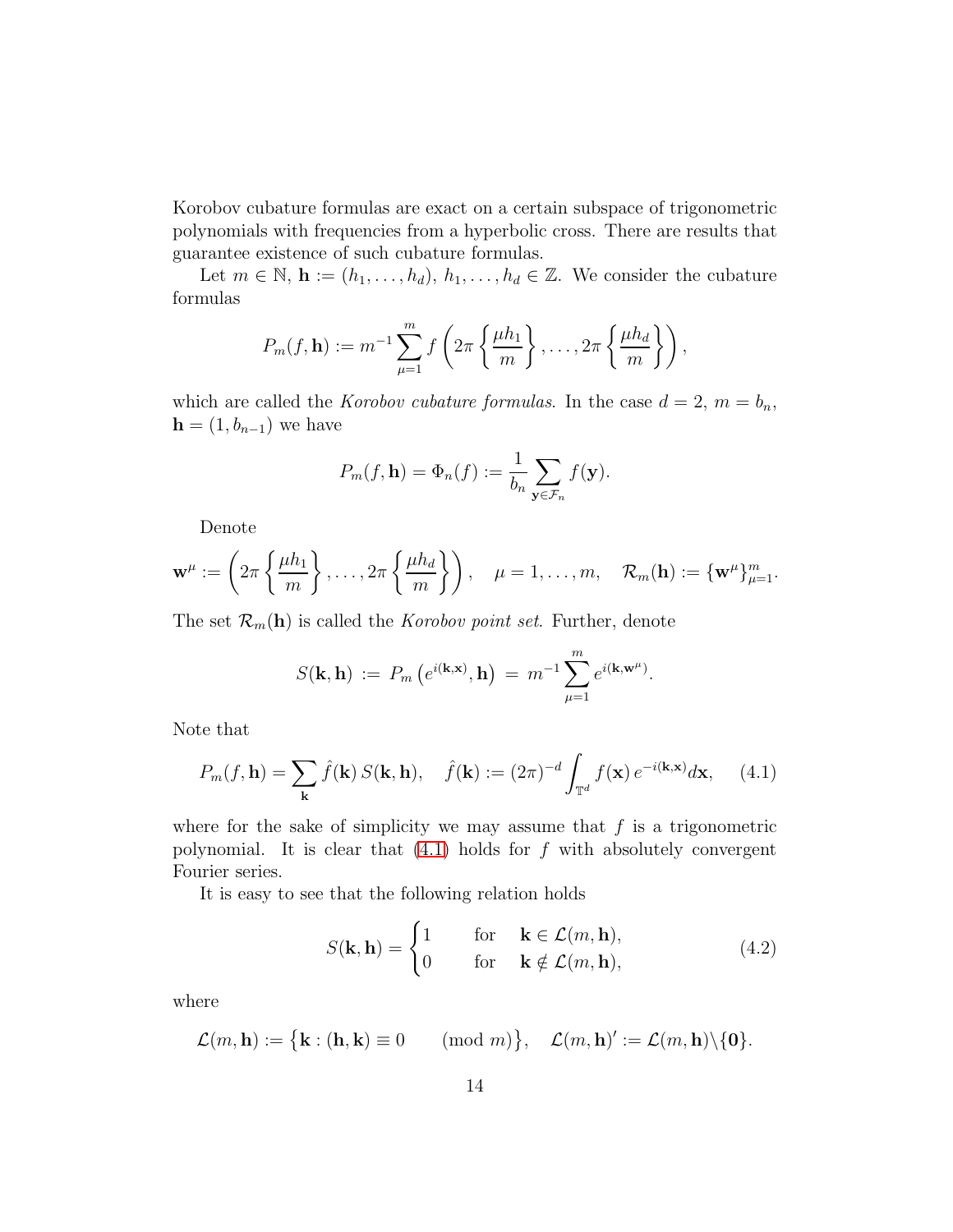Korobov cubature formulas are exact on a certain subspace of trigonometric polynomials with frequencies from a hyperbolic cross. There are results that guarantee existence of such cubature formulas.

Let $m \in \mathbb{N}$, $\mathbf{h} := (h_1, \dots, h_d)$, $h_1, \dots, h_d \in \mathbb{Z}$. We consider the cubature formulas

$$P_m(f, \mathbf{h}) := m^{-1} \sum_{\mu=1}^{m} f\left(2\pi \left\{\frac{\mu h_1}{m}\right\}, \dots, 2\pi \left\{\frac{\mu h_d}{m}\right\}\right),$$

which are called the *Korobov cubature formulas*. In the case $d = 2$, $m = b_n$, $\mathbf{h} = (1, b_{n-1})$ we have

$$P_m(f, \mathbf{h}) = \Phi_n(f) := \frac{1}{b_n} \sum_{\mathbf{y} \in \mathcal{F}_n} f(\mathbf{y}).$$

Denote

$$\mathbf{w}^\mu := \left(2\pi \left\{\frac{\mu h_1}{m}\right\}, \dots, 2\pi \left\{\frac{\mu h_d}{m}\right\}\right), \quad \mu = 1, \dots, m, \quad \mathcal{R}_m(\mathbf{h}) := \{\mathbf{w}^\mu\}_{\mu=1}^m.$$

The set $\mathcal{R}_m(\mathbf{h})$ is called the *Korobov point set*. Further, denote

$$S(\mathbf{k}, \mathbf{h}) \;:=\; P_m\left(e^{i(\mathbf{k},\mathbf{x})}, \mathbf{h}\right) \;=\; m^{-1} \sum_{\mu=1}^{m} e^{i(\mathbf{k}, \mathbf{w}^\mu)}.$$

Note that

$$P_m(f, \mathbf{h}) = \sum_{\mathbf{k}} \hat{f}(\mathbf{k})\, S(\mathbf{k}, \mathbf{h}), \quad \hat{f}(\mathbf{k}) := (2\pi)^{-d} \int_{\mathbb{T}^d} f(\mathbf{x})\, e^{-i(\mathbf{k},\mathbf{x})} d\mathbf{x}, \tag{4.1}$$

where for the sake of simplicity we may assume that $f$ is a trigonometric polynomial. It is clear that (4.1) holds for $f$ with absolutely convergent Fourier series.

It is easy to see that the following relation holds

$$S(\mathbf{k}, \mathbf{h}) = \begin{cases} 1 & \text{for} \quad \mathbf{k} \in \mathcal{L}(m, \mathbf{h}), \\ 0 & \text{for} \quad \mathbf{k} \notin \mathcal{L}(m, \mathbf{h}), \end{cases} \tag{4.2}$$

where

$$\mathcal{L}(m, \mathbf{h}) := \left\{\mathbf{k} : (\mathbf{h}, \mathbf{k}) \equiv 0 \pmod{m}\right\}, \quad \mathcal{L}(m, \mathbf{h})' := \mathcal{L}(m, \mathbf{h}) \backslash \{\mathbf{0}\}.$$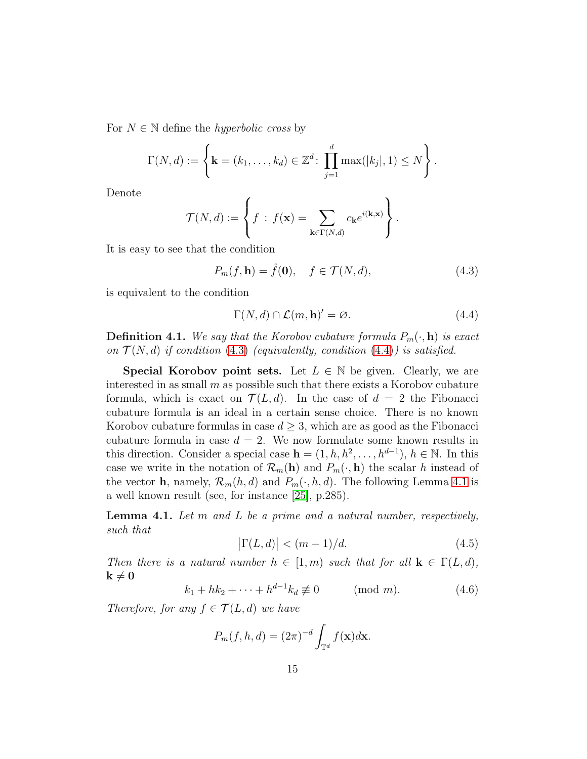For $N \in \mathbb{N}$ define the *hyperbolic cross* by

$$\Gamma(N,d) := \left\{ \mathbf{k} = (k_1, \dots, k_d) \in \mathbb{Z}^d \colon \prod_{j=1}^{d} \max(|k_j|, 1) \le N \right\}.$$

Denote

$$\mathcal{T}(N,d) := \left\{ f \,:\, f(\mathbf{x}) = \sum_{\mathbf{k} \in \Gamma(N,d)} c_{\mathbf{k}} e^{i(\mathbf{k},\mathbf{x})} \right\}.$$

It is easy to see that the condition

$$P_m(f, \mathbf{h}) = \hat{f}(\mathbf{0}), \quad f \in \mathcal{T}(N,d), \tag{4.3}$$

is equivalent to the condition

$$\Gamma(N,d) \cap \mathcal{L}(m, \mathbf{h})' = \varnothing. \tag{4.4}$$

**Definition 4.1.** *We say that the Korobov cubature formula $P_m(\cdot, \mathbf{h})$ is exact on $\mathcal{T}(N,d)$ if condition (4.3) (equivalently, condition (4.4)) is satisfied.*

**Special Korobov point sets.** Let $L \in \mathbb{N}$ be given. Clearly, we are interested in as small $m$ as possible such that there exists a Korobov cubature formula, which is exact on $\mathcal{T}(L,d)$. In the case of $d = 2$ the Fibonacci cubature formula is an ideal in a certain sense choice. There is no known Korobov cubature formulas in case $d \ge 3$, which are as good as the Fibonacci cubature formula in case $d = 2$. We now formulate some known results in this direction. Consider a special case $\mathbf{h} = (1, h, h^2, \dots, h^{d-1})$, $h \in \mathbb{N}$. In this case we write in the notation of $\mathcal{R}_m(\mathbf{h})$ and $P_m(\cdot, \mathbf{h})$ the scalar $h$ instead of the vector $\mathbf{h}$, namely, $\mathcal{R}_m(h,d)$ and $P_m(\cdot, h, d)$. The following Lemma 4.1 is a well known result (see, for instance [25], p.285).

**Lemma 4.1.** *Let $m$ and $L$ be a prime and a natural number, respectively, such that*

$$\left|\Gamma(L,d)\right| < (m-1)/d. \tag{4.5}$$

*Then there is a natural number $h \in [1, m)$ such that for all $\mathbf{k} \in \Gamma(L,d)$, $\mathbf{k} \ne \mathbf{0}$*

$$k_1 + hk_2 + \dots + h^{d-1}k_d \not\equiv 0 \qquad (\mathrm{mod}\ m). \tag{4.6}$$

*Therefore, for any $f \in \mathcal{T}(L,d)$ we have*

$$P_m(f, h, d) = (2\pi)^{-d} \int_{\mathbb{T}^d} f(\mathbf{x}) d\mathbf{x}.$$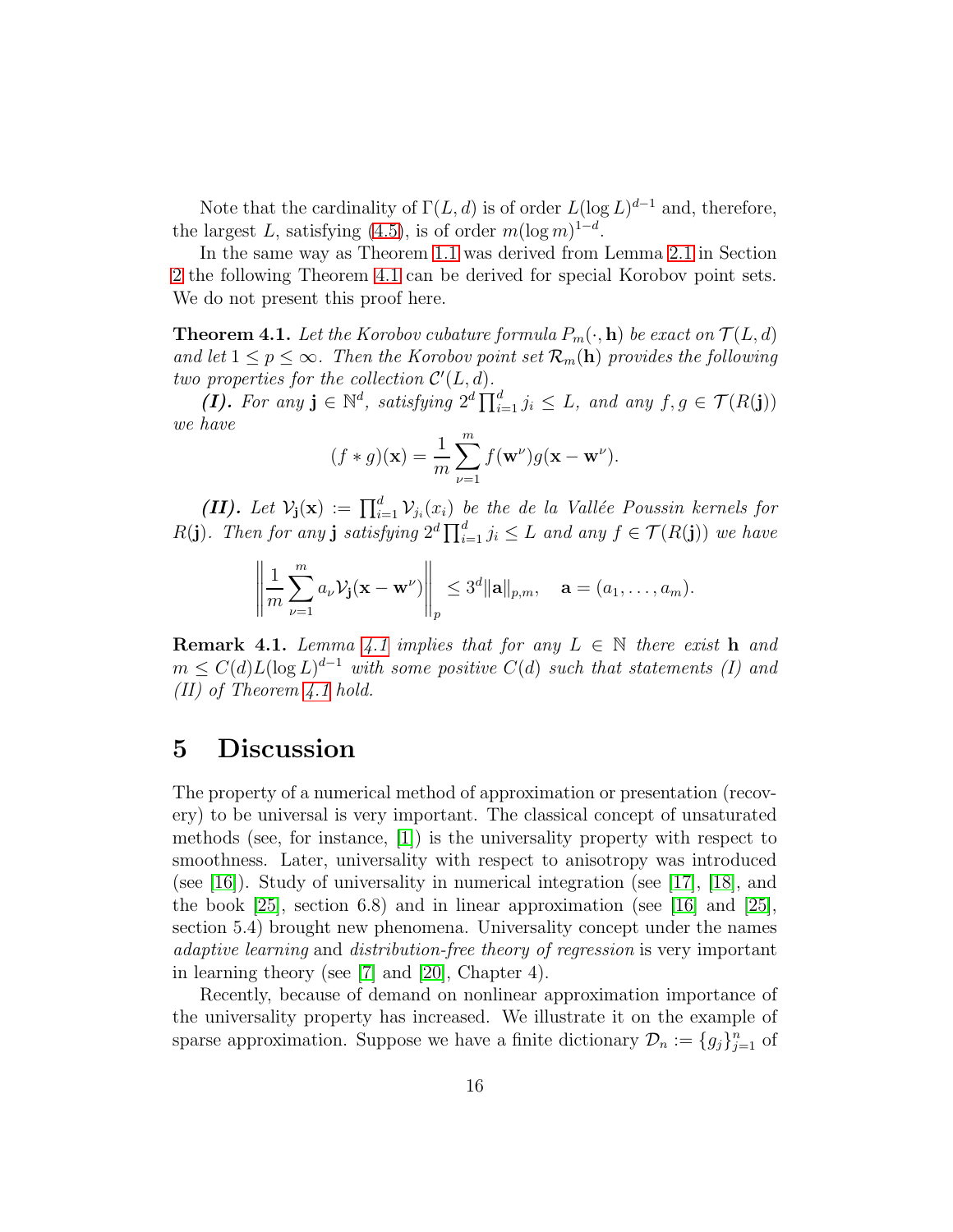Note that the cardinality of $\Gamma(L,d)$ is of order $L(\log L)^{d-1}$ and, therefore, the largest $L$, satisfying (4.5), is of order $m(\log m)^{1-d}$.

In the same way as Theorem 1.1 was derived from Lemma 2.1 in Section 2 the following Theorem 4.1 can be derived for special Korobov point sets. We do not present this proof here.

**Theorem 4.1.** *Let the Korobov cubature formula $P_m(\cdot,\mathbf{h})$ be exact on $\mathcal{T}(L,d)$ and let $1\le p\le\infty$. Then the Korobov point set $\mathcal{R}_m(\mathbf{h})$ provides the following two properties for the collection $\mathcal{C}'(L,d)$.*

***(I).*** *For any $\mathbf{j}\in\mathbb{N}^d$, satisfying $2^d\prod_{i=1}^d j_i\le L$, and any $f,g\in\mathcal{T}(R(\mathbf{j}))$ we have*

$$(f*g)(\mathbf{x})=\frac{1}{m}\sum_{\nu=1}^m f(\mathbf{w}^\nu)g(\mathbf{x}-\mathbf{w}^\nu).$$

***(II).*** *Let $\mathcal{V}_{\mathbf{j}}(\mathbf{x}):=\prod_{i=1}^d\mathcal{V}_{j_i}(x_i)$ be the de la Vallée Poussin kernels for $R(\mathbf{j})$. Then for any $\mathbf{j}$ satisfying $2^d\prod_{i=1}^d j_i\le L$ and any $f\in\mathcal{T}(R(\mathbf{j}))$ we have*

$$\left\|\frac{1}{m}\sum_{\nu=1}^m a_\nu\mathcal{V}_{\mathbf{j}}(\mathbf{x}-\mathbf{w}^\nu)\right\|_p\le 3^d\|\mathbf{a}\|_{p,m},\quad \mathbf{a}=(a_1,\dots,a_m).$$

**Remark 4.1.** *Lemma 4.1 implies that for any $L\in\mathbb{N}$ there exist $\mathbf{h}$ and $m\le C(d)L(\log L)^{d-1}$ with some positive $C(d)$ such that statements (I) and (II) of Theorem 4.1 hold.*

# 5 Discussion

The property of a numerical method of approximation or presentation (recovery) to be universal is very important. The classical concept of unsaturated methods (see, for instance, [1]) is the universality property with respect to smoothness. Later, universality with respect to anisotropy was introduced (see [16]). Study of universality in numerical integration (see [17], [18], and the book [25], section 6.8) and in linear approximation (see [16] and [25], section 5.4) brought new phenomena. Universality concept under the names *adaptive learning* and *distribution-free theory of regression* is very important in learning theory (see [7] and [20], Chapter 4).

Recently, because of demand on nonlinear approximation importance of the universality property has increased. We illustrate it on the example of sparse approximation. Suppose we have a finite dictionary $\mathcal{D}_n:=\{g_j\}_{j=1}^n$ of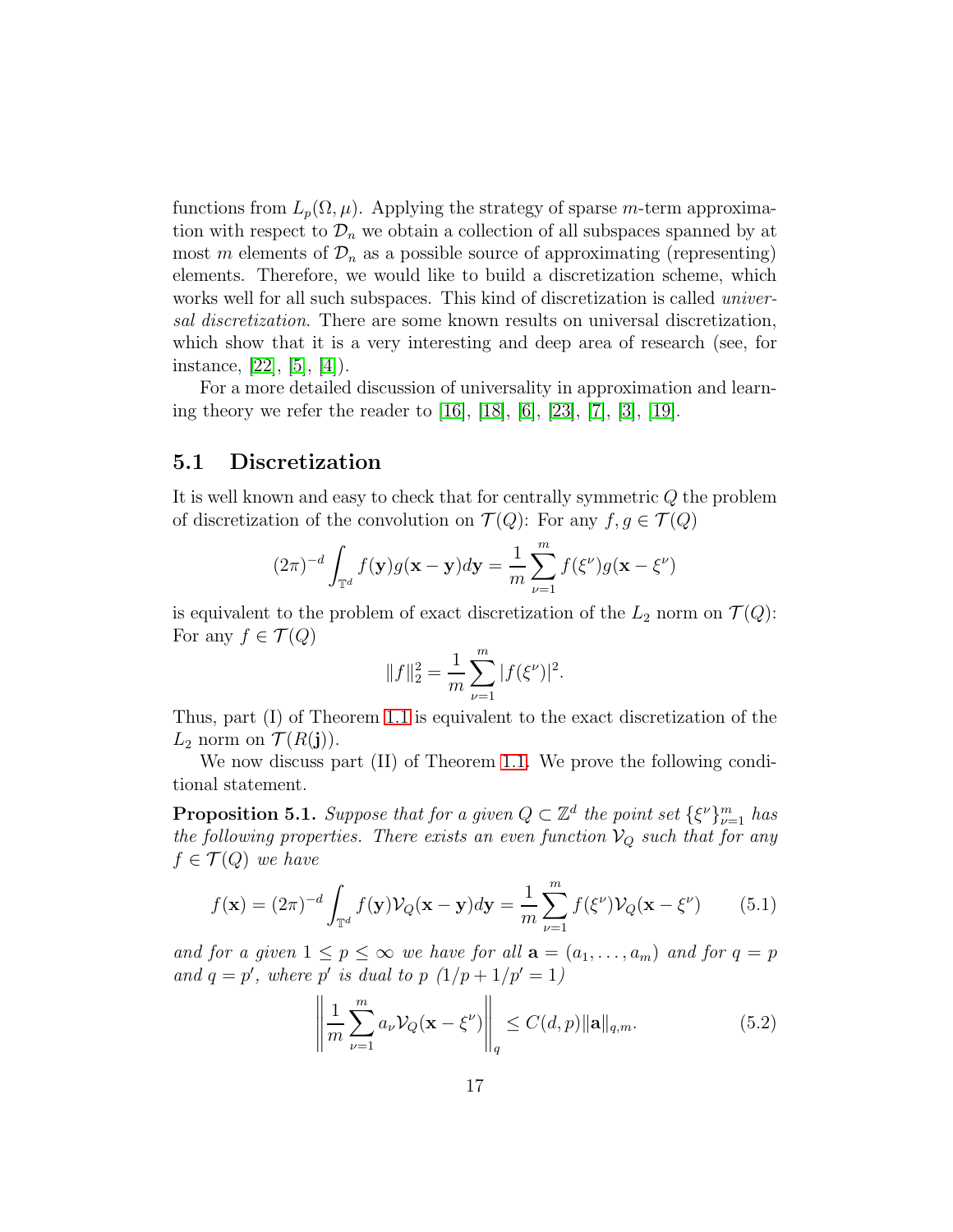functions from $L_p(\Omega,\mu)$. Applying the strategy of sparse $m$-term approximation with respect to $\mathcal{D}_n$ we obtain a collection of all subspaces spanned by at most $m$ elements of $\mathcal{D}_n$ as a possible source of approximating (representing) elements. Therefore, we would like to build a discretization scheme, which works well for all such subspaces. This kind of discretization is called *universal discretization*. There are some known results on universal discretization, which show that it is a very interesting and deep area of research (see, for instance, [22], [5], [4]).

For a more detailed discussion of universality in approximation and learning theory we refer the reader to [16], [18], [6], [23], [7], [3], [19].

## 5.1 Discretization

It is well known and easy to check that for centrally symmetric $Q$ the problem of discretization of the convolution on $\mathcal{T}(Q)$: For any $f,g\in\mathcal{T}(Q)$

$$(2\pi)^{-d}\int_{\mathbb{T}^d} f(\mathbf{y})g(\mathbf{x}-\mathbf{y})d\mathbf{y} = \frac{1}{m}\sum_{\nu=1}^m f(\xi^\nu)g(\mathbf{x}-\xi^\nu)$$

is equivalent to the problem of exact discretization of the $L_2$ norm on $\mathcal{T}(Q)$: For any $f\in\mathcal{T}(Q)$

$$\|f\|_2^2 = \frac{1}{m}\sum_{\nu=1}^m |f(\xi^\nu)|^2.$$

Thus, part (I) of Theorem 1.1 is equivalent to the exact discretization of the $L_2$ norm on $\mathcal{T}(R(\mathbf{j}))$.

We now discuss part (II) of Theorem 1.1. We prove the following conditional statement.

**Proposition 5.1.** *Suppose that for a given $Q\subset\mathbb{Z}^d$ the point set $\{\xi^\nu\}_{\nu=1}^m$ has the following properties. There exists an even function $\mathcal{V}_Q$ such that for any $f\in\mathcal{T}(Q)$ we have*

$$f(\mathbf{x}) = (2\pi)^{-d}\int_{\mathbb{T}^d} f(\mathbf{y})\mathcal{V}_Q(\mathbf{x}-\mathbf{y})d\mathbf{y} = \frac{1}{m}\sum_{\nu=1}^m f(\xi^\nu)\mathcal{V}_Q(\mathbf{x}-\xi^\nu) \tag{5.1}$$

*and for a given $1\le p\le\infty$ we have for all $\mathbf{a}=(a_1,\dots,a_m)$ and for $q=p$ and $q=p'$, where $p'$ is dual to $p$ $(1/p+1/p'=1)$*

$$\left\|\frac{1}{m}\sum_{\nu=1}^m a_\nu\mathcal{V}_Q(\mathbf{x}-\xi^\nu)\right\|_q \le C(d,p)\|\mathbf{a}\|_{q,m}. \tag{5.2}$$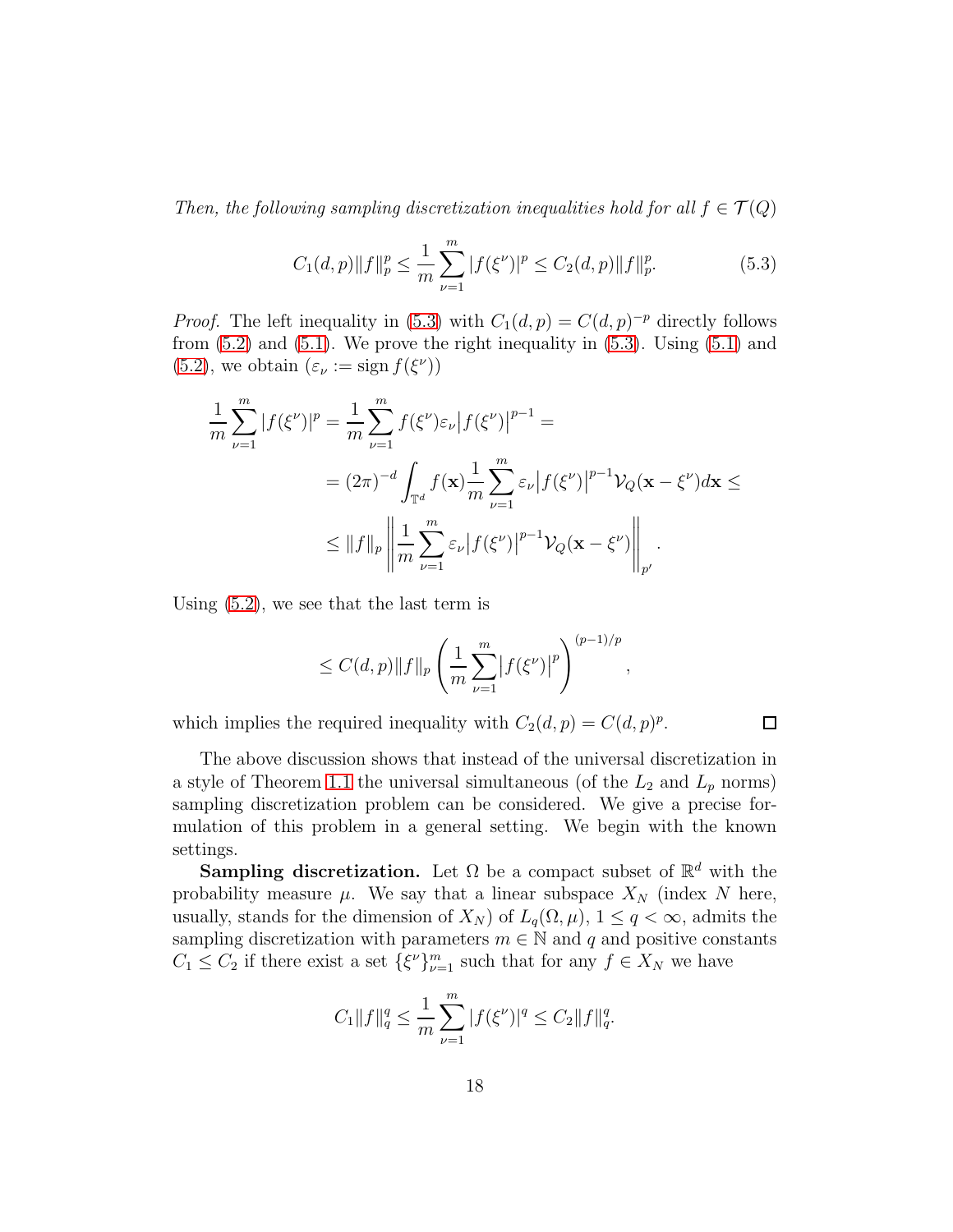*Then, the following sampling discretization inequalities hold for all $f \in \mathcal{T}(Q)$*

$$C_1(d,p)\|f\|_p^p \le \frac{1}{m}\sum_{\nu=1}^{m} |f(\xi^\nu)|^p \le C_2(d,p)\|f\|_p^p. \tag{5.3}$$

*Proof.* The left inequality in (5.3) with $C_1(d,p) = C(d,p)^{-p}$ directly follows from (5.2) and (5.1). We prove the right inequality in (5.3). Using (5.1) and (5.2), we obtain ($\varepsilon_\nu := \operatorname{sign} f(\xi^\nu)$)

$$\begin{aligned}
\frac{1}{m}\sum_{\nu=1}^{m} |f(\xi^\nu)|^p &= \frac{1}{m}\sum_{\nu=1}^{m} f(\xi^\nu)\varepsilon_\nu \big|f(\xi^\nu)\big|^{p-1} = \\
&= (2\pi)^{-d}\int_{\mathbb{T}^d} f(\mathbf{x})\frac{1}{m}\sum_{\nu=1}^{m}\varepsilon_\nu\big|f(\xi^\nu)\big|^{p-1}\mathcal{V}_Q(\mathbf{x}-\xi^\nu)d\mathbf{x} \le \\
&\le \|f\|_p \left\| \frac{1}{m}\sum_{\nu=1}^{m}\varepsilon_\nu\big|f(\xi^\nu)\big|^{p-1}\mathcal{V}_Q(\mathbf{x}-\xi^\nu)\right\|_{p'}.
\end{aligned}$$

Using (5.2), we see that the last term is

$$\le C(d,p)\|f\|_p \left(\frac{1}{m}\sum_{\nu=1}^{m}\big|f(\xi^\nu)\big|^p\right)^{(p-1)/p},$$

which implies the required inequality with $C_2(d,p) = C(d,p)^p$. $\square$

The above discussion shows that instead of the universal discretization in a style of Theorem 1.1 the universal simultaneous (of the $L_2$ and $L_p$ norms) sampling discretization problem can be considered. We give a precise formulation of this problem in a general setting. We begin with the known settings.

**Sampling discretization.** Let $\Omega$ be a compact subset of $\mathbb{R}^d$ with the probability measure $\mu$. We say that a linear subspace $X_N$ (index $N$ here, usually, stands for the dimension of $X_N$) of $L_q(\Omega,\mu)$, $1 \le q < \infty$, admits the sampling discretization with parameters $m \in \mathbb{N}$ and $q$ and positive constants $C_1 \le C_2$ if there exist a set $\{\xi^\nu\}_{\nu=1}^m$ such that for any $f \in X_N$ we have

$$C_1\|f\|_q^q \le \frac{1}{m}\sum_{\nu=1}^{m}|f(\xi^\nu)|^q \le C_2\|f\|_q^q.$$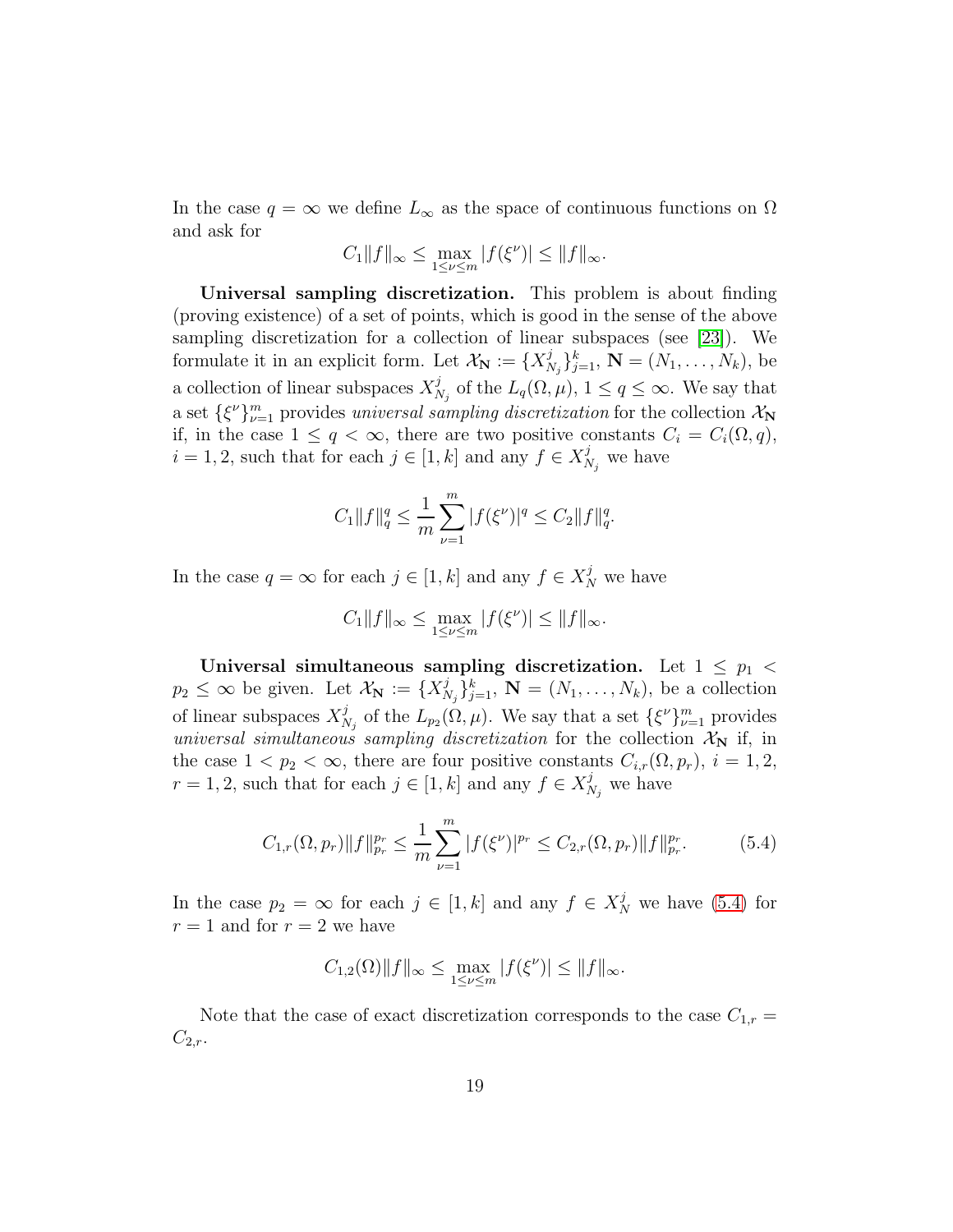In the case $q=\infty$ we define $L_\infty$ as the space of continuous functions on $\Omega$ and ask for

$$C_1\|f\|_\infty \le \max_{1\le\nu\le m} |f(\xi^\nu)| \le \|f\|_\infty.$$

**Universal sampling discretization.** This problem is about finding (proving existence) of a set of points, which is good in the sense of the above sampling discretization for a collection of linear subspaces (see [23]). We formulate it in an explicit form. Let $\mathcal{X}_{\mathbf{N}} := \{X^j_{N_j}\}_{j=1}^k$, $\mathbf{N} = (N_1,\dots,N_k)$, be a collection of linear subspaces $X^j_{N_j}$ of the $L_q(\Omega,\mu)$, $1\le q\le\infty$. We say that a set $\{\xi^\nu\}_{\nu=1}^m$ provides *universal sampling discretization* for the collection $\mathcal{X}_{\mathbf{N}}$ if, in the case $1\le q<\infty$, there are two positive constants $C_i = C_i(\Omega,q)$, $i=1,2$, such that for each $j\in[1,k]$ and any $f\in X^j_{N_j}$ we have

$$C_1\|f\|_q^q \le \frac{1}{m}\sum_{\nu=1}^m |f(\xi^\nu)|^q \le C_2\|f\|_q^q.$$

In the case $q=\infty$ for each $j\in[1,k]$ and any $f\in X^j_N$ we have

$$C_1\|f\|_\infty \le \max_{1\le\nu\le m} |f(\xi^\nu)| \le \|f\|_\infty.$$

**Universal simultaneous sampling discretization.** Let $1\le p_1<p_2\le\infty$ be given. Let $\mathcal{X}_{\mathbf{N}} := \{X^j_{N_j}\}_{j=1}^k$, $\mathbf{N} = (N_1,\dots,N_k)$, be a collection of linear subspaces $X^j_{N_j}$ of the $L_{p_2}(\Omega,\mu)$. We say that a set $\{\xi^\nu\}_{\nu=1}^m$ provides *universal simultaneous sampling discretization* for the collection $\mathcal{X}_{\mathbf{N}}$ if, in the case $1<p_2<\infty$, there are four positive constants $C_{i,r}(\Omega,p_r)$, $i=1,2$, $r=1,2$, such that for each $j\in[1,k]$ and any $f\in X^j_{N_j}$ we have

$$C_{1,r}(\Omega,p_r)\|f\|_{p_r}^{p_r} \le \frac{1}{m}\sum_{\nu=1}^m |f(\xi^\nu)|^{p_r} \le C_{2,r}(\Omega,p_r)\|f\|_{p_r}^{p_r}. \tag{5.4}$$

In the case $p_2=\infty$ for each $j\in[1,k]$ and any $f\in X^j_N$ we have (5.4) for $r=1$ and for $r=2$ we have

$$C_{1,2}(\Omega)\|f\|_\infty \le \max_{1\le\nu\le m} |f(\xi^\nu)| \le \|f\|_\infty.$$

Note that the case of exact discretization corresponds to the case $C_{1,r} = C_{2,r}$.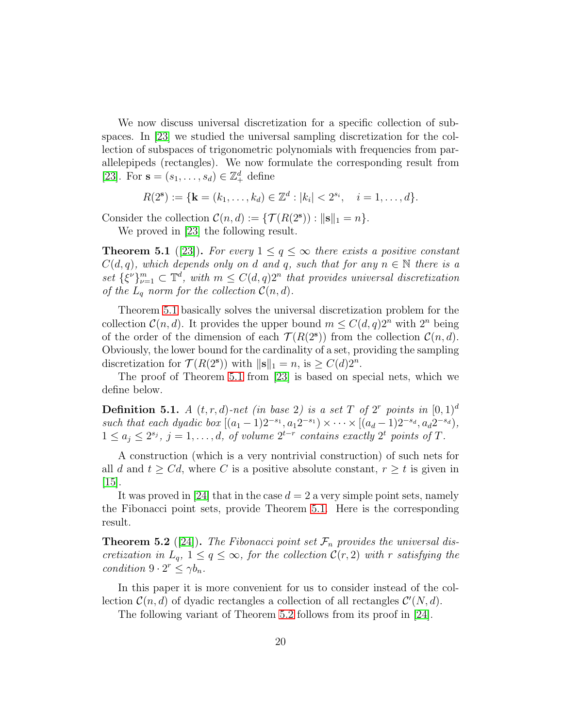We now discuss universal discretization for a specific collection of subspaces. In [23] we studied the universal sampling discretization for the collection of subspaces of trigonometric polynomials with frequencies from parallelepipeds (rectangles). We now formulate the corresponding result from [23]. For $\mathbf{s} = (s_1, \dots, s_d) \in \mathbb{Z}^d_+$ define

$$R(2^{\mathbf{s}}) := \{\mathbf{k} = (k_1, \dots, k_d) \in \mathbb{Z}^d : |k_i| < 2^{s_i}, \quad i = 1, \dots, d\}.$$

Consider the collection $\mathcal{C}(n, d) := \{\mathcal{T}(R(2^{\mathbf{s}})) : \|\mathbf{s}\|_1 = n\}$.

We proved in [23] the following result.

**Theorem 5.1** ([23]). *For every $1 \le q \le \infty$ there exists a positive constant $C(d, q)$, which depends only on $d$ and $q$, such that for any $n \in \mathbb{N}$ there is a set $\{\xi^\nu\}_{\nu=1}^m \subset \mathbb{T}^d$, with $m \le C(d, q)2^n$ that provides universal discretization of the $L_q$ norm for the collection $\mathcal{C}(n, d)$.*

Theorem 5.1 basically solves the universal discretization problem for the collection $\mathcal{C}(n, d)$. It provides the upper bound $m \le C(d, q)2^n$ with $2^n$ being of the order of the dimension of each $\mathcal{T}(R(2^{\mathbf{s}}))$ from the collection $\mathcal{C}(n, d)$. Obviously, the lower bound for the cardinality of a set, providing the sampling discretization for $\mathcal{T}(R(2^{\mathbf{s}}))$ with $\|\mathbf{s}\|_1 = n$, is $\ge C(d)2^n$.

The proof of Theorem 5.1 from [23] is based on special nets, which we define below.

**Definition 5.1.** *A $(t, r, d)$-net (in base 2) is a set $T$ of $2^r$ points in $[0, 1)^d$ such that each dyadic box $[(a_1 - 1)2^{-s_1}, a_1 2^{-s_1}) \times \cdots \times [(a_d - 1)2^{-s_d}, a_d 2^{-s_d})$, $1 \le a_j \le 2^{s_j}$, $j = 1, \dots, d$, of volume $2^{t-r}$ contains exactly $2^t$ points of $T$.*

A construction (which is a very nontrivial construction) of such nets for all $d$ and $t \ge Cd$, where $C$ is a positive absolute constant, $r \ge t$ is given in [15].

It was proved in [24] that in the case $d = 2$ a very simple point sets, namely the Fibonacci point sets, provide Theorem 5.1. Here is the corresponding result.

**Theorem 5.2** ([24]). *The Fibonacci point set $\mathcal{F}_n$ provides the universal discretization in $L_q$, $1 \le q \le \infty$, for the collection $\mathcal{C}(r, 2)$ with $r$ satisfying the condition $9 \cdot 2^r \le \gamma b_n$.*

In this paper it is more convenient for us to consider instead of the collection $\mathcal{C}(n, d)$ of dyadic rectangles a collection of all rectangles $\mathcal{C}'(N, d)$.

The following variant of Theorem 5.2 follows from its proof in [24].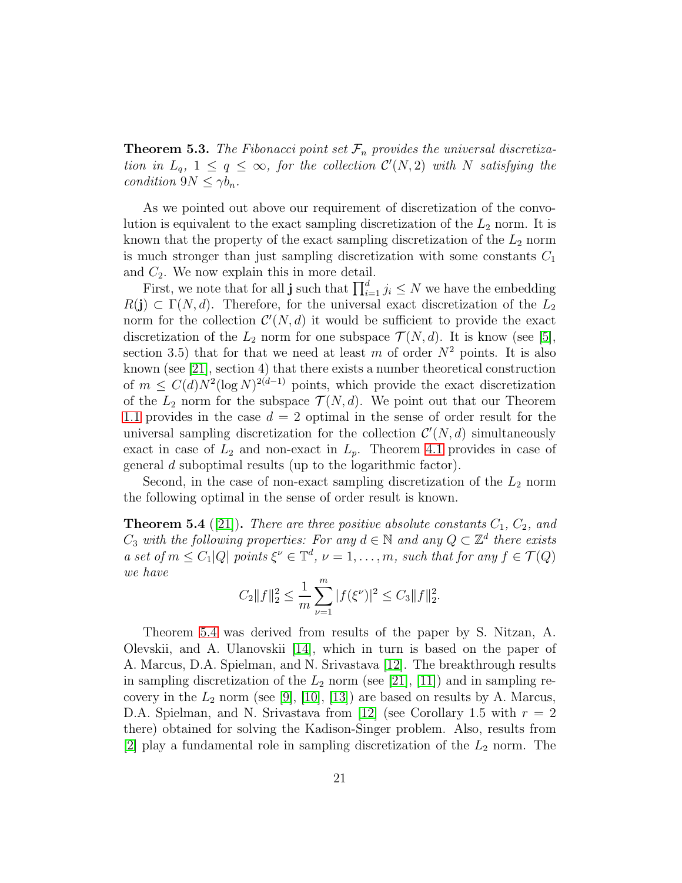**Theorem 5.3.** *The Fibonacci point set $\mathcal{F}_n$ provides the universal discretization in $L_q$, $1 \le q \le \infty$, for the collection $\mathcal{C}'(N,2)$ with $N$ satisfying the condition $9N \le \gamma b_n$.*

As we pointed out above our requirement of discretization of the convolution is equivalent to the exact sampling discretization of the $L_2$ norm. It is known that the property of the exact sampling discretization of the $L_2$ norm is much stronger than just sampling discretization with some constants $C_1$ and $C_2$. We now explain this in more detail.

First, we note that for all $\mathbf{j}$ such that $\prod_{i=1}^d j_i \le N$ we have the embedding $R(\mathbf{j}) \subset \Gamma(N,d)$. Therefore, for the universal exact discretization of the $L_2$ norm for the collection $\mathcal{C}'(N,d)$ it would be sufficient to provide the exact discretization of the $L_2$ norm for one subspace $\mathcal{T}(N,d)$. It is know (see [5], section 3.5) that for that we need at least $m$ of order $N^2$ points. It is also known (see [21], section 4) that there exists a number theoretical construction of $m \le C(d)N^2(\log N)^{2(d-1)}$ points, which provide the exact discretization of the $L_2$ norm for the subspace $\mathcal{T}(N,d)$. We point out that our Theorem 1.1 provides in the case $d=2$ optimal in the sense of order result for the universal sampling discretization for the collection $\mathcal{C}'(N,d)$ simultaneously exact in case of $L_2$ and non-exact in $L_p$. Theorem 4.1 provides in case of general $d$ suboptimal results (up to the logarithmic factor).

Second, in the case of non-exact sampling discretization of the $L_2$ norm the following optimal in the sense of order result is known.

**Theorem 5.4** ([21])**.** *There are three positive absolute constants $C_1$, $C_2$, and $C_3$ with the following properties: For any $d \in \mathbb{N}$ and any $Q \subset \mathbb{Z}^d$ there exists a set of $m \le C_1|Q|$ points $\xi^\nu \in \mathbb{T}^d$, $\nu = 1,\dots,m$, such that for any $f \in \mathcal{T}(Q)$ we have*

$$C_2\|f\|_2^2 \le \frac{1}{m}\sum_{\nu=1}^m |f(\xi^\nu)|^2 \le C_3\|f\|_2^2.$$

Theorem 5.4 was derived from results of the paper by S. Nitzan, A. Olevskii, and A. Ulanovskii [14], which in turn is based on the paper of A. Marcus, D.A. Spielman, and N. Srivastava [12]. The breakthrough results in sampling discretization of the $L_2$ norm (see [21], [11]) and in sampling recovery in the $L_2$ norm (see [9], [10], [13]) are based on results by A. Marcus, D.A. Spielman, and N. Srivastava from [12] (see Corollary 1.5 with $r=2$ there) obtained for solving the Kadison-Singer problem. Also, results from [2] play a fundamental role in sampling discretization of the $L_2$ norm. The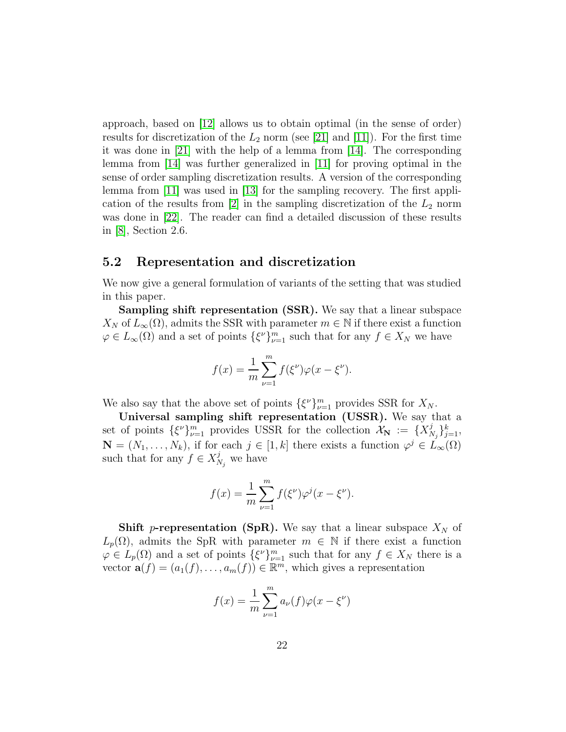approach, based on [12] allows us to obtain optimal (in the sense of order) results for discretization of the $L_2$ norm (see [21] and [11]). For the first time it was done in [21] with the help of a lemma from [14]. The corresponding lemma from [14] was further generalized in [11] for proving optimal in the sense of order sampling discretization results. A version of the corresponding lemma from [11] was used in [13] for the sampling recovery. The first application of the results from [2] in the sampling discretization of the $L_2$ norm was done in [22]. The reader can find a detailed discussion of these results in [8], Section 2.6.

## 5.2 Representation and discretization

We now give a general formulation of variants of the setting that was studied in this paper.

**Sampling shift representation (SSR).** We say that a linear subspace $X_N$ of $L_\infty(\Omega)$, admits the SSR with parameter $m \in \mathbb{N}$ if there exist a function $\varphi \in L_\infty(\Omega)$ and a set of points $\{\xi^\nu\}_{\nu=1}^m$ such that for any $f \in X_N$ we have

$$f(x) = \frac{1}{m}\sum_{\nu=1}^{m} f(\xi^\nu)\varphi(x-\xi^\nu).$$

We also say that the above set of points $\{\xi^\nu\}_{\nu=1}^m$ provides SSR for $X_N$.

**Universal sampling shift representation (USSR).** We say that a set of points $\{\xi^\nu\}_{\nu=1}^m$ provides USSR for the collection $\mathcal{X}_{\mathbf{N}} := \{X^j_{N_j}\}_{j=1}^k$, $\mathbf{N} = (N_1, \dots, N_k)$, if for each $j \in [1,k]$ there exists a function $\varphi^j \in L_\infty(\Omega)$ such that for any $f \in X^j_{N_j}$ we have

$$f(x) = \frac{1}{m}\sum_{\nu=1}^{m} f(\xi^\nu)\varphi^j(x-\xi^\nu).$$

**Shift $p$-representation (SpR).** We say that a linear subspace $X_N$ of $L_p(\Omega)$, admits the SpR with parameter $m \in \mathbb{N}$ if there exist a function $\varphi \in L_p(\Omega)$ and a set of points $\{\xi^\nu\}_{\nu=1}^m$ such that for any $f \in X_N$ there is a vector $\mathbf{a}(f) = (a_1(f), \dots, a_m(f)) \in \mathbb{R}^m$, which gives a representation

$$f(x) = \frac{1}{m}\sum_{\nu=1}^{m} a_\nu(f)\varphi(x-\xi^\nu)$$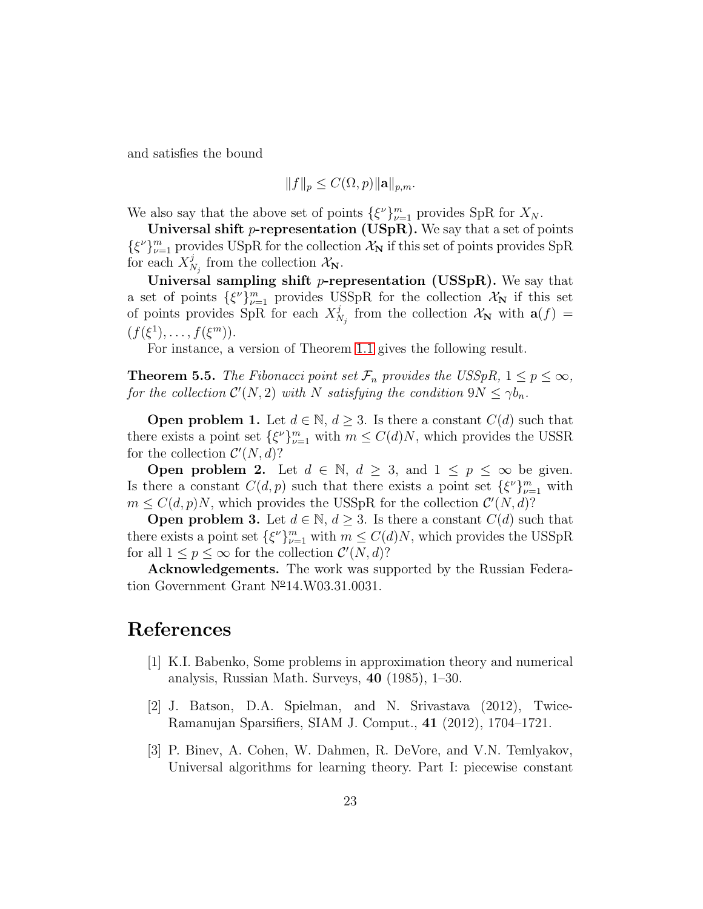and satisfies the bound

$$\|f\|_p \leq C(\Omega, p)\|\mathbf{a}\|_{p,m}.$$

We also say that the above set of points $\{\xi^\nu\}_{\nu=1}^m$ provides SpR for $X_N$.

**Universal shift $p$-representation (USpR).** We say that a set of points $\{\xi^\nu\}_{\nu=1}^m$ provides USpR for the collection $\mathcal{X}_\mathbf{N}$ if this set of points provides SpR for each $X^j_{N_j}$ from the collection $\mathcal{X}_\mathbf{N}$.

**Universal sampling shift $p$-representation (USSpR).** We say that a set of points $\{\xi^\nu\}_{\nu=1}^m$ provides USSpR for the collection $\mathcal{X}_\mathbf{N}$ if this set of points provides SpR for each $X^j_{N_j}$ from the collection $\mathcal{X}_\mathbf{N}$ with $\mathbf{a}(f) = (f(\xi^1), \dots, f(\xi^m))$.

For instance, a version of Theorem 1.1 gives the following result.

**Theorem 5.5.** *The Fibonacci point set $\mathcal{F}_n$ provides the USSpR, $1 \leq p \leq \infty$, for the collection $\mathcal{C}'(N, 2)$ with $N$ satisfying the condition $9N \leq \gamma b_n$.*

**Open problem 1.** Let $d \in \mathbb{N}$, $d \geq 3$. Is there a constant $C(d)$ such that there exists a point set $\{\xi^\nu\}_{\nu=1}^m$ with $m \leq C(d)N$, which provides the USSR for the collection $\mathcal{C}'(N, d)$?

**Open problem 2.** Let $d \in \mathbb{N}$, $d \geq 3$, and $1 \leq p \leq \infty$ be given. Is there a constant $C(d, p)$ such that there exists a point set $\{\xi^\nu\}_{\nu=1}^m$ with $m \leq C(d, p)N$, which provides the USSpR for the collection $\mathcal{C}'(N, d)$?

**Open problem 3.** Let $d \in \mathbb{N}$, $d \geq 3$. Is there a constant $C(d)$ such that there exists a point set $\{\xi^\nu\}_{\nu=1}^m$ with $m \leq C(d)N$, which provides the USSpR for all $1 \leq p \leq \infty$ for the collection $\mathcal{C}'(N, d)$?

**Acknowledgements.** The work was supported by the Russian Federation Government Grant №14.W03.31.0031.

# References

[1] K.I. Babenko, Some problems in approximation theory and numerical analysis, Russian Math. Surveys, **40** (1985), 1–30.

[2] J. Batson, D.A. Spielman, and N. Srivastava (2012), Twice-Ramanujan Sparsifiers, SIAM J. Comput., **41** (2012), 1704–1721.

[3] P. Binev, A. Cohen, W. Dahmen, R. DeVore, and V.N. Temlyakov, Universal algorithms for learning theory. Part I: piecewise constant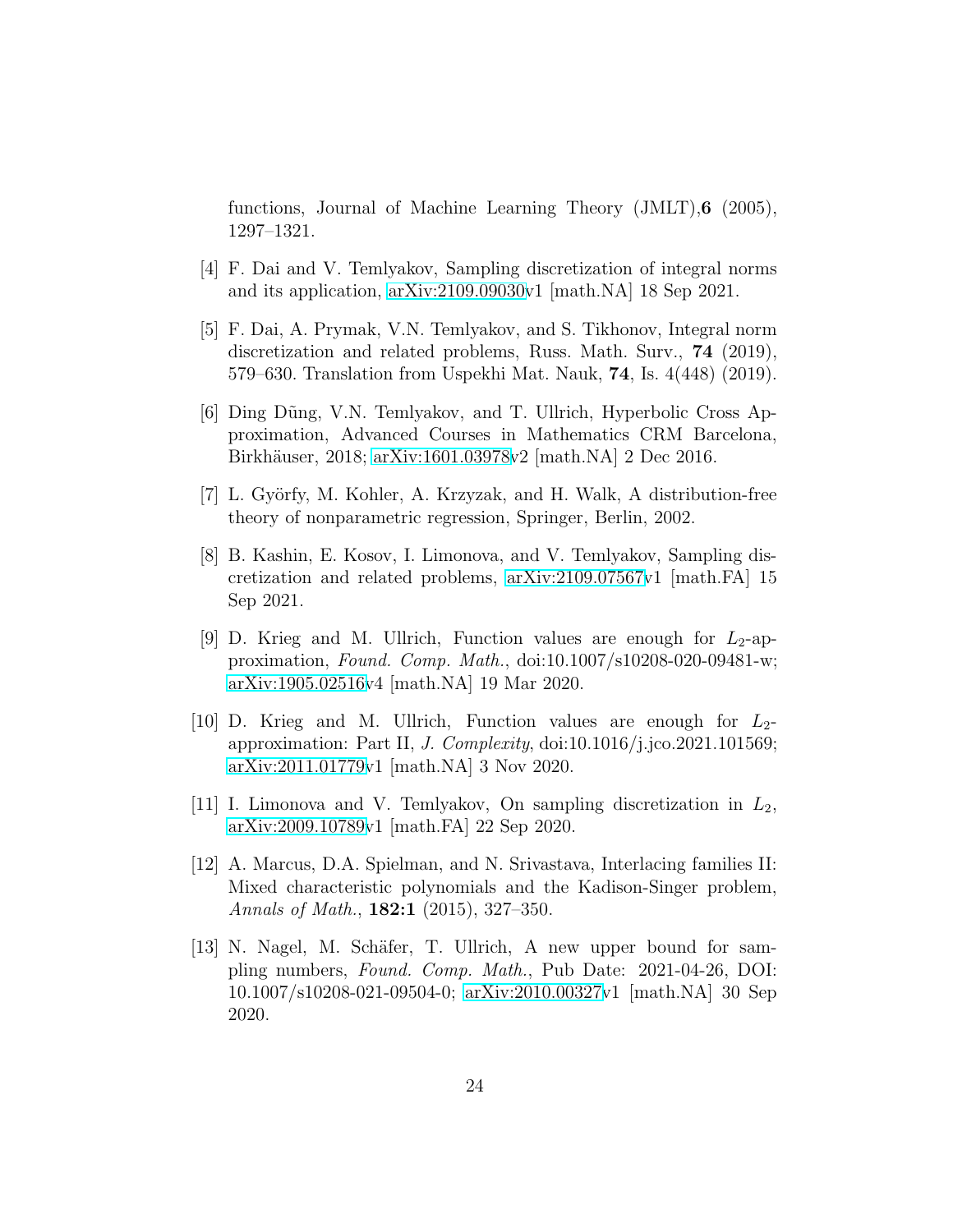functions, Journal of Machine Learning Theory (JMLT),**6** (2005), 1297–1321.

[4] F. Dai and V. Temlyakov, Sampling discretization of integral norms and its application, arXiv:2109.09030v1 [math.NA] 18 Sep 2021.

[5] F. Dai, A. Prymak, V.N. Temlyakov, and S. Tikhonov, Integral norm discretization and related problems, Russ. Math. Surv., **74** (2019), 579–630. Translation from Uspekhi Mat. Nauk, **74**, Is. 4(448) (2019).

[6] Ding Dũng, V.N. Temlyakov, and T. Ullrich, Hyperbolic Cross Approximation, Advanced Courses in Mathematics CRM Barcelona, Birkhäuser, 2018; arXiv:1601.03978v2 [math.NA] 2 Dec 2016.

[7] L. Györfy, M. Kohler, A. Krzyzak, and H. Walk, A distribution-free theory of nonparametric regression, Springer, Berlin, 2002.

[8] B. Kashin, E. Kosov, I. Limonova, and V. Temlyakov, Sampling discretization and related problems, arXiv:2109.07567v1 [math.FA] 15 Sep 2021.

[9] D. Krieg and M. Ullrich, Function values are enough for $L_2$-approximation, *Found. Comp. Math.*, doi:10.1007/s10208-020-09481-w; arXiv:1905.02516v4 [math.NA] 19 Mar 2020.

[10] D. Krieg and M. Ullrich, Function values are enough for $L_2$-approximation: Part II, *J. Complexity*, doi:10.1016/j.jco.2021.101569; arXiv:2011.01779v1 [math.NA] 3 Nov 2020.

[11] I. Limonova and V. Temlyakov, On sampling discretization in $L_2$, arXiv:2009.10789v1 [math.FA] 22 Sep 2020.

[12] A. Marcus, D.A. Spielman, and N. Srivastava, Interlacing families II: Mixed characteristic polynomials and the Kadison-Singer problem, *Annals of Math.*, **182:1** (2015), 327–350.

[13] N. Nagel, M. Schäfer, T. Ullrich, A new upper bound for sampling numbers, *Found. Comp. Math.*, Pub Date: 2021-04-26, DOI: 10.1007/s10208-021-09504-0; arXiv:2010.00327v1 [math.NA] 30 Sep 2020.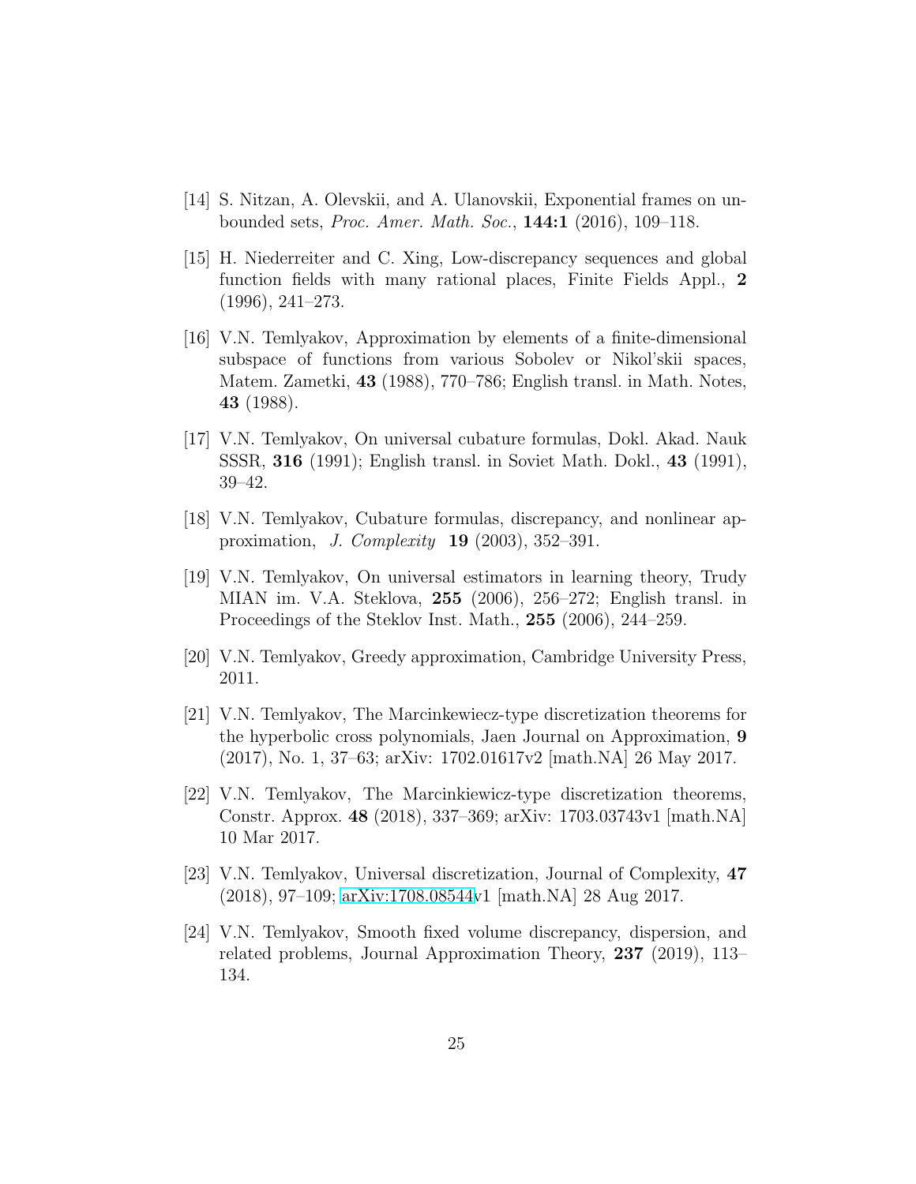[14] S. Nitzan, A. Olevskii, and A. Ulanovskii, Exponential frames on unbounded sets, *Proc. Amer. Math. Soc.*, **144:1** (2016), 109–118.

[15] H. Niederreiter and C. Xing, Low-discrepancy sequences and global function fields with many rational places, Finite Fields Appl., **2** (1996), 241–273.

[16] V.N. Temlyakov, Approximation by elements of a finite-dimensional subspace of functions from various Sobolev or Nikol'skii spaces, Matem. Zametki, **43** (1988), 770–786; English transl. in Math. Notes, **43** (1988).

[17] V.N. Temlyakov, On universal cubature formulas, Dokl. Akad. Nauk SSSR, **316** (1991); English transl. in Soviet Math. Dokl., **43** (1991), 39–42.

[18] V.N. Temlyakov, Cubature formulas, discrepancy, and nonlinear approximation, *J. Complexity* **19** (2003), 352–391.

[19] V.N. Temlyakov, On universal estimators in learning theory, Trudy MIAN im. V.A. Steklova, **255** (2006), 256–272; English transl. in Proceedings of the Steklov Inst. Math., **255** (2006), 244–259.

[20] V.N. Temlyakov, Greedy approximation, Cambridge University Press, 2011.

[21] V.N. Temlyakov, The Marcinkewiecz-type discretization theorems for the hyperbolic cross polynomials, Jaen Journal on Approximation, **9** (2017), No. 1, 37–63; arXiv: 1702.01617v2 [math.NA] 26 May 2017.

[22] V.N. Temlyakov, The Marcinkiewicz-type discretization theorems, Constr. Approx. **48** (2018), 337–369; arXiv: 1703.03743v1 [math.NA] 10 Mar 2017.

[23] V.N. Temlyakov, Universal discretization, Journal of Complexity, **47** (2018), 97–109; arXiv:1708.08544v1 [math.NA] 28 Aug 2017.

[24] V.N. Temlyakov, Smooth fixed volume discrepancy, dispersion, and related problems, Journal Approximation Theory, **237** (2019), 113–134.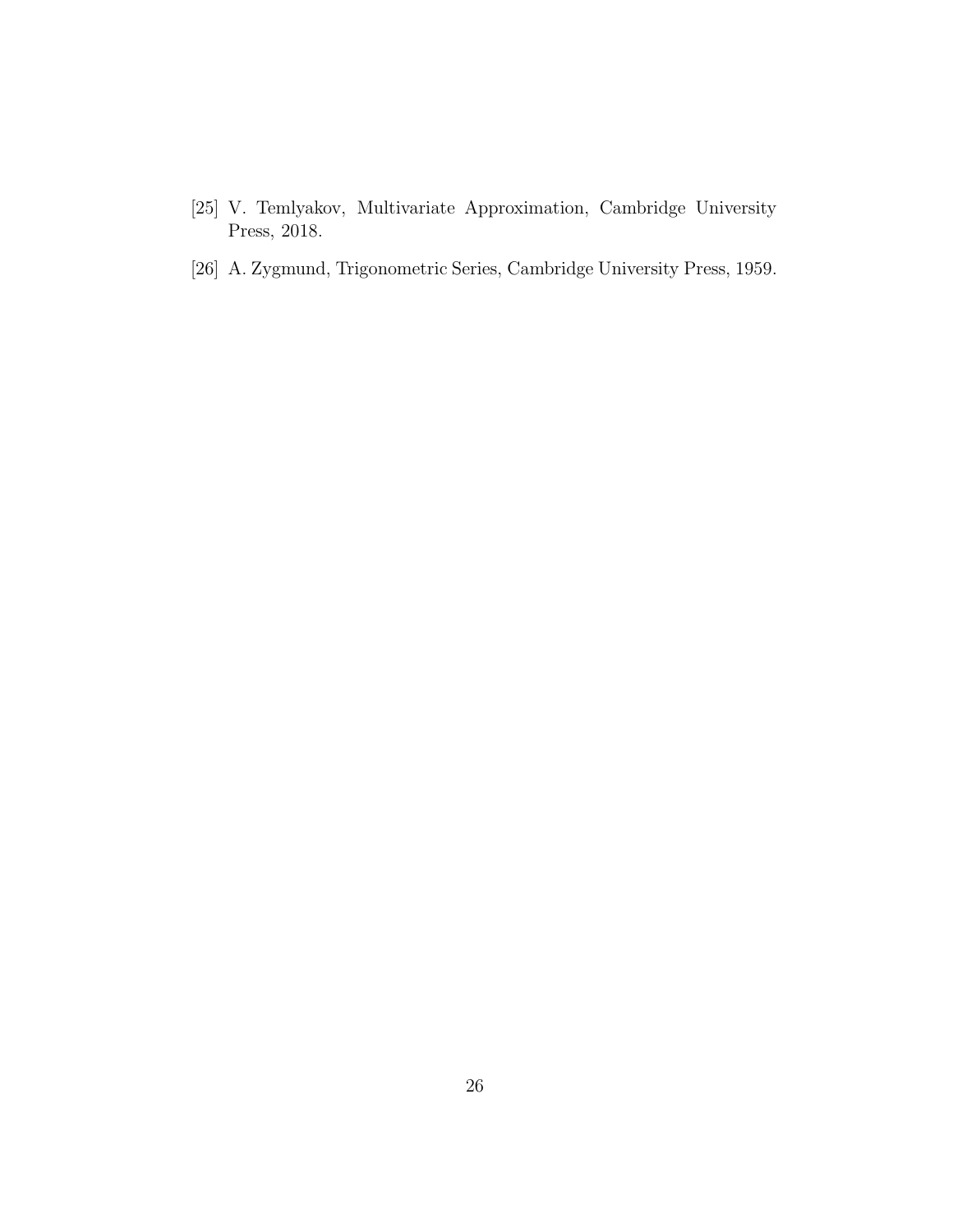[25] V. Temlyakov, Multivariate Approximation, Cambridge University Press, 2018.

[26] A. Zygmund, Trigonometric Series, Cambridge University Press, 1959.